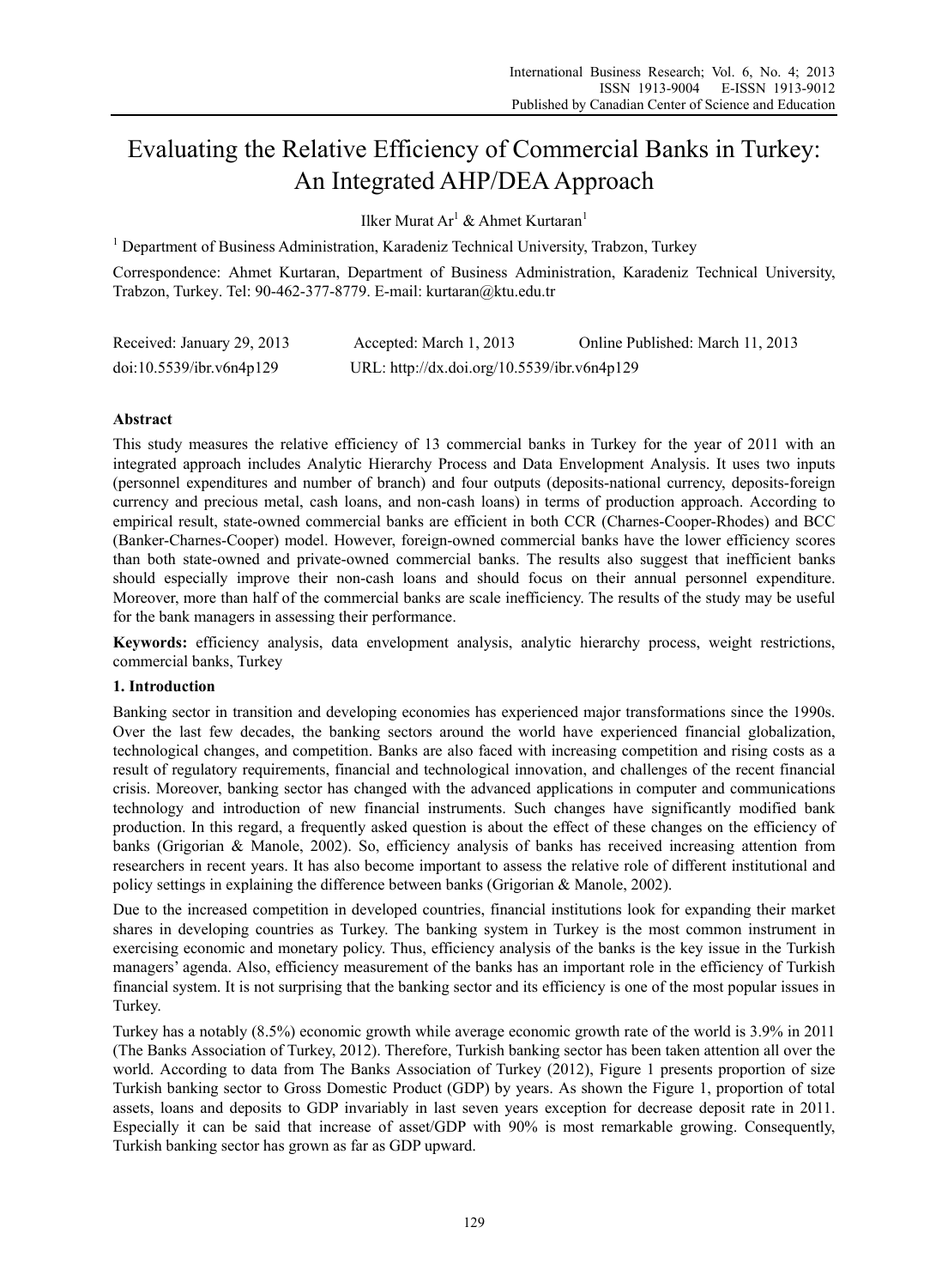# Evaluating the Relative Efficiency of Commercial Banks in Turkey: An Integrated AHP/DEA Approach

Ilker Murat Ar[1] & Ahmet Kurtaran[1]

[1] Department of Business Administration, Karadeniz Technical University, Trabzon, Turkey

Correspondence: Ahmet Kurtaran, Department of Business Administration, Karadeniz Technical University, Trabzon, Turkey. Tel: 90-462-377-8779. E-mail: kurtaran@ktu.edu.tr

Received: January 29, 2013 Accepted: March 1, 2013 Online Published: March 11, 2013

doi:10.5539/ibr.v6n4p129 URL: http://dx.doi.org/10.5539/ibr.v6n4p129

## Abstract

This study measures the relative efficiency of 13 commercial banks in Turkey for the year of 2011 with an integrated approach includes Analytic Hierarchy Process and Data Envelopment Analysis. It uses two inputs (personnel expenditures and number of branch) and four outputs (deposits-national currency, deposits-foreign currency and precious metal, cash loans, and non-cash loans) in terms of production approach. According to empirical result, state-owned commercial banks are efficient in both CCR (Charnes-Cooper-Rhodes) and BCC (Banker-Charnes-Cooper) model. However, foreign-owned commercial banks have the lower efficiency scores than both state-owned and private-owned commercial banks. The results also suggest that inefficient banks should especially improve their non-cash loans and should focus on their annual personnel expenditure. Moreover, more than half of the commercial banks are scale inefficiency. The results of the study may be useful for the bank managers in assessing their performance.

**Keywords:** efficiency analysis, data envelopment analysis, analytic hierarchy process, weight restrictions, commercial banks, Turkey

## 1. Introduction

Banking sector in transition and developing economies has experienced major transformations since the 1990s. Over the last few decades, the banking sectors around the world have experienced financial globalization, technological changes, and competition. Banks are also faced with increasing competition and rising costs as a result of regulatory requirements, financial and technological innovation, and challenges of the recent financial crisis. Moreover, banking sector has changed with the advanced applications in computer and communications technology and introduction of new financial instruments. Such changes have significantly modified bank production. In this regard, a frequently asked question is about the effect of these changes on the efficiency of banks (Grigorian & Manole, 2002). So, efficiency analysis of banks has received increasing attention from researchers in recent years. It has also become important to assess the relative role of different institutional and policy settings in explaining the difference between banks (Grigorian & Manole, 2002).

Due to the increased competition in developed countries, financial institutions look for expanding their market shares in developing countries as Turkey. The banking system in Turkey is the most common instrument in exercising economic and monetary policy. Thus, efficiency analysis of the banks is the key issue in the Turkish managers' agenda. Also, efficiency measurement of the banks has an important role in the efficiency of Turkish financial system. It is not surprising that the banking sector and its efficiency is one of the most popular issues in Turkey.

Turkey has a notably (8.5%) economic growth while average economic growth rate of the world is 3.9% in 2011 (The Banks Association of Turkey, 2012). Therefore, Turkish banking sector has been taken attention all over the world. According to data from The Banks Association of Turkey (2012), Figure 1 presents proportion of size Turkish banking sector to Gross Domestic Product (GDP) by years. As shown the Figure 1, proportion of total assets, loans and deposits to GDP invariably in last seven years exception for decrease deposit rate in 2011. Especially it can be said that increase of asset/GDP with 90% is most remarkable growing. Consequently, Turkish banking sector has grown as far as GDP upward.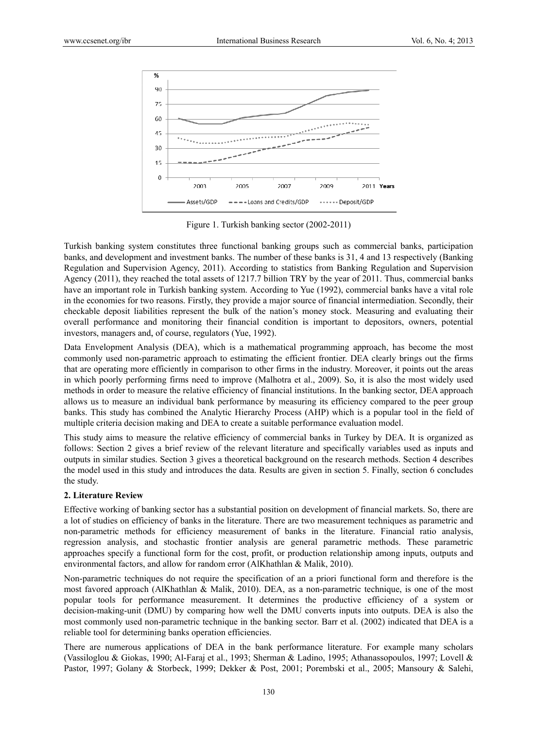Figure 1. Turkish banking sector (2002-2011)

Turkish banking system constitutes three functional banking groups such as commercial banks, participation banks, and development and investment banks. The number of these banks is 31, 4 and 13 respectively (Banking Regulation and Supervision Agency, 2011). According to statistics from Banking Regulation and Supervision Agency (2011), they reached the total assets of 1217.7 billion TRY by the year of 2011. Thus, commercial banks have an important role in Turkish banking system. According to Yue (1992), commercial banks have a vital role in the economies for two reasons. Firstly, they provide a major source of financial intermediation. Secondly, their checkable deposit liabilities represent the bulk of the nation's money stock. Measuring and evaluating their overall performance and monitoring their financial condition is important to depositors, owners, potential investors, managers and, of course, regulators (Yue, 1992).

Data Envelopment Analysis (DEA), which is a mathematical programming approach, has become the most commonly used non-parametric approach to estimating the efficient frontier. DEA clearly brings out the firms that are operating more efficiently in comparison to other firms in the industry. Moreover, it points out the areas in which poorly performing firms need to improve (Malhotra et al., 2009). So, it is also the most widely used methods in order to measure the relative efficiency of financial institutions. In the banking sector, DEA approach allows us to measure an individual bank performance by measuring its efficiency compared to the peer group banks. This study has combined the Analytic Hierarchy Process (AHP) which is a popular tool in the field of multiple criteria decision making and DEA to create a suitable performance evaluation model.

This study aims to measure the relative efficiency of commercial banks in Turkey by DEA. It is organized as follows: Section 2 gives a brief review of the relevant literature and specifically variables used as inputs and outputs in similar studies. Section 3 gives a theoretical background on the research methods. Section 4 describes the model used in this study and introduces the data. Results are given in section 5. Finally, section 6 concludes the study.

## 2. Literature Review

Effective working of banking sector has a substantial position on development of financial markets. So, there are a lot of studies on efficiency of banks in the literature. There are two measurement techniques as parametric and non-parametric methods for efficiency measurement of banks in the literature. Financial ratio analysis, regression analysis, and stochastic frontier analysis are general parametric methods. These parametric approaches specify a functional form for the cost, profit, or production relationship among inputs, outputs and environmental factors, and allow for random error (AlKhathlan & Malik, 2010).

Non-parametric techniques do not require the specification of an a priori functional form and therefore is the most favored approach (AlKhathlan & Malik, 2010). DEA, as a non-parametric technique, is one of the most popular tools for performance measurement. It determines the productive efficiency of a system or decision-making-unit (DMU) by comparing how well the DMU converts inputs into outputs. DEA is also the most commonly used non-parametric technique in the banking sector. Barr et al. (2002) indicated that DEA is a reliable tool for determining banks operation efficiencies.

There are numerous applications of DEA in the bank performance literature. For example many scholars (Vassiloglou & Giokas, 1990; Al-Faraj et al., 1993; Sherman & Ladino, 1995; Athanassopoulos, 1997; Lovell & Pastor, 1997; Golany & Storbeck, 1999; Dekker & Post, 2001; Porembski et al., 2005; Mansoury & Salehi,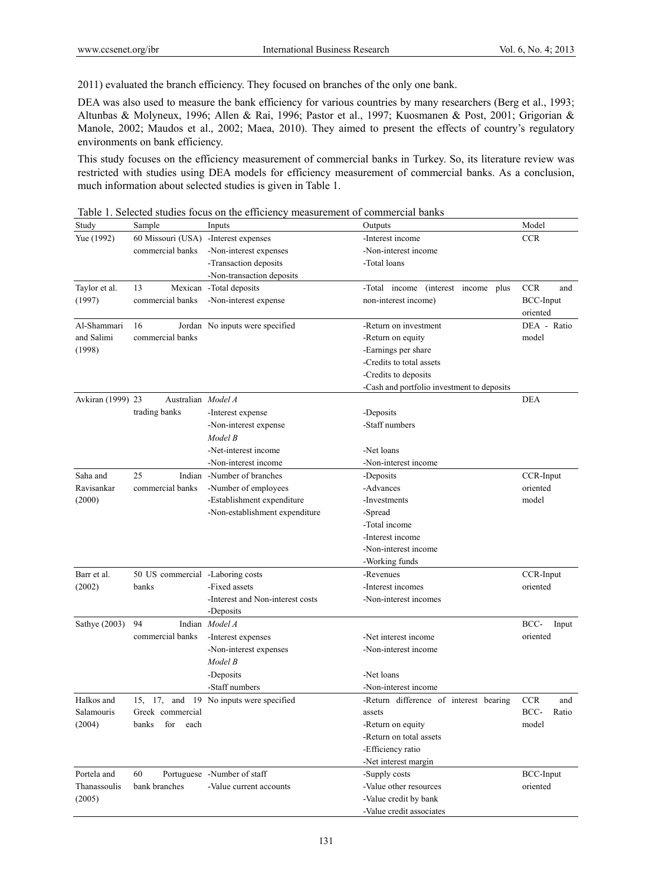2011) evaluated the branch efficiency. They focused on branches of the only one bank.

DEA was also used to measure the bank efficiency for various countries by many researchers (Berg et al., 1993; Altunbas & Molyneux, 1996; Allen & Rai, 1996; Pastor et al., 1997; Kuosmanen & Post, 2001; Grigorian & Manole, 2002; Maudos et al., 2002; Maea, 2010). They aimed to present the effects of country's regulatory environments on bank efficiency.

This study focuses on the efficiency measurement of commercial banks in Turkey. So, its literature review was restricted with studies using DEA models for efficiency measurement of commercial banks. As a conclusion, much information about selected studies is given in Table 1.

Table 1. Selected studies focus on the efficiency measurement of commercial banks

| Study | Sample | Inputs | Outputs | Model |
|---|---|---|---|---|
| Yue (1992) | 60 Missouri (USA) commercial banks | -Interest expenses<br>-Non-interest expenses<br>-Transaction deposits<br>-Non-transaction deposits | -Interest income<br>-Non-interest income<br>-Total loans | CCR |
| Taylor et al. (1997) | 13 Mexican commercial banks | -Total deposits<br>-Non-interest expense | -Total income (interest income plus non-interest income) | CCR and BCC-Input oriented |
| Al-Shammari and Salimi (1998) | 16 Jordan commercial banks | No inputs were specified | -Return on investment<br>-Return on equity<br>-Earnings per share<br>-Credits to total assets<br>-Credits to deposits<br>-Cash and portfolio investment to deposits | DEA - Ratio model |
| Avkiran (1999) | 23 Australian trading banks | *Model A*<br>-Interest expense<br>-Non-interest expense<br>*Model B*<br>-Net-interest income<br>-Non-interest income | <br>-Deposits<br>-Staff numbers<br><br>-Net loans<br>-Non-interest income | DEA |
| Saha and Ravisankar (2000) | 25 Indian commercial banks | -Number of branches<br>-Number of employees<br>-Establishment expenditure<br>-Non-establishment expenditure | -Deposits<br>-Advances<br>-Investments<br>-Spread<br>-Total income<br>-Interest income<br>-Non-interest income<br>-Working funds | CCR-Input oriented model |
| Barr et al. (2002) | 50 US commercial banks | -Laboring costs<br>-Fixed assets<br>-Interest and Non-interest costs<br>-Deposits | -Revenues<br>-Interest incomes<br>-Non-interest incomes | CCR-Input oriented |
| Sathye (2003) | 94 Indian commercial banks | *Model A*<br>-Interest expenses<br>-Non-interest expenses<br>*Model B*<br>-Deposits<br>-Staff numbers | <br>-Net interest income<br>-Non-interest income<br><br>-Net loans<br>-Non-interest income | BCC- Input oriented |
| Halkos and Salamouris (2004) | 15, 17, and 19 Greek commercial banks for each | No inputs were specified | -Return difference of interest bearing assets<br>-Return on equity<br>-Return on total assets<br>-Efficiency ratio<br>-Net interest margin | CCR and BCC- Ratio model |
| Portela and Thanassoulis (2005) | 60 Portuguese bank branches | -Number of staff<br>-Value current accounts | -Supply costs<br>-Value other resources<br>-Value credit by bank<br>-Value credit associates | BCC-Input oriented |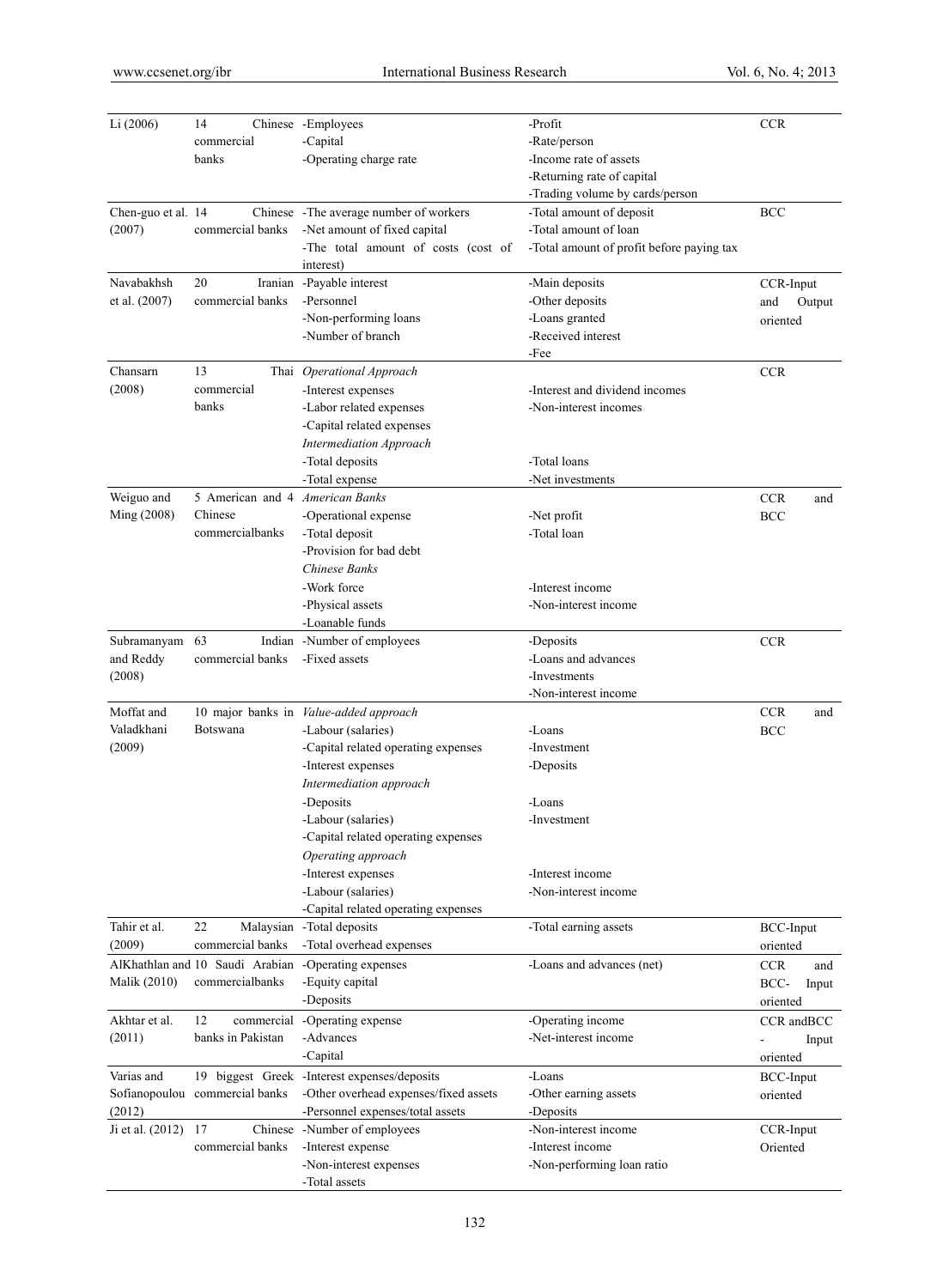| | | | | |
|---|---|---|---|---|
| Li (2006) | 14 Chinese commercial banks | -Employees<br>-Capital<br>-Operating charge rate | -Profit<br>-Rate/person<br>-Income rate of assets<br>-Returning rate of capital<br>-Trading volume by cards/person | CCR |
| Chen-guo et al. (2007) | 14 Chinese commercial banks | -The average number of workers<br>-Net amount of fixed capital<br>-The total amount of costs (cost of interest) | -Total amount of deposit<br>-Total amount of loan<br>-Total amount of profit before paying tax | BCC |
| Navabakhsh et al. (2007) | 20 Iranian commercial banks | -Payable interest<br>-Personnel<br>-Non-performing loans<br>-Number of branch | -Main deposits<br>-Other deposits<br>-Loans granted<br>-Received interest<br>-Fee | CCR-Input and Output oriented |
| Chansarn (2008) | 13 Thai commercial banks | *Operational Approach*<br>-Interest expenses<br>-Labor related expenses<br>-Capital related expenses<br>*Intermediation Approach*<br>-Total deposits<br>-Total expense | -Interest and dividend incomes<br>-Non-interest incomes<br>-Total loans<br>-Net investments | CCR |
| Weiguo and Ming (2008) | 5 American and 4 Chinese commercialbanks | *American Banks*<br>-Operational expense<br>-Total deposit<br>-Provision for bad debt<br>*Chinese Banks*<br>-Work force<br>-Physical assets<br>-Loanable funds | -Net profit<br>-Total loan<br>-Interest income<br>-Non-interest income | CCR and BCC |
| Subramanyam and Reddy (2008) | 63 Indian commercial banks | -Number of employees<br>-Fixed assets | -Deposits<br>-Loans and advances<br>-Investments<br>-Non-interest income | CCR |
| Moffat and Valadkhani (2009) | 10 major banks in Botswana | *Value-added approach*<br>-Labour (salaries)<br>-Capital related operating expenses<br>-Interest expenses<br>*Intermediation approach*<br>-Deposits<br>-Labour (salaries)<br>-Capital related operating expenses<br>*Operating approach*<br>-Interest expenses<br>-Labour (salaries)<br>-Capital related operating expenses | -Loans<br>-Investment<br>-Deposits<br>-Loans<br>-Investment<br>-Interest income<br>-Non-interest income | CCR and BCC |
| Tahir et al. (2009) | 22 Malaysian commercial banks | -Total deposits<br>-Total overhead expenses | -Total earning assets | BCC-Input oriented |
| AlKhathlan and Malik (2010) | 10 Saudi Arabian commercialbanks | -Operating expenses<br>-Equity capital<br>-Deposits | -Loans and advances (net) | CCR and BCC- Input oriented |
| Akhtar et al. (2011) | 12 commercial banks in Pakistan | -Operating expense<br>-Advances<br>-Capital | -Operating income<br>-Net-interest income | CCR andBCC - Input oriented |
| Varias and Sofianopoulou (2012) | 19 biggest Greek commercial banks | -Interest expenses/deposits<br>-Other overhead expenses/fixed assets<br>-Personnel expenses/total assets | -Loans<br>-Other earning assets<br>-Deposits | BCC-Input oriented |
| Ji et al. (2012) | 17 Chinese commercial banks | -Number of employees<br>-Interest expense<br>-Non-interest expenses<br>-Total assets | -Non-interest income<br>-Interest income<br>-Non-performing loan ratio | CCR-Input Oriented |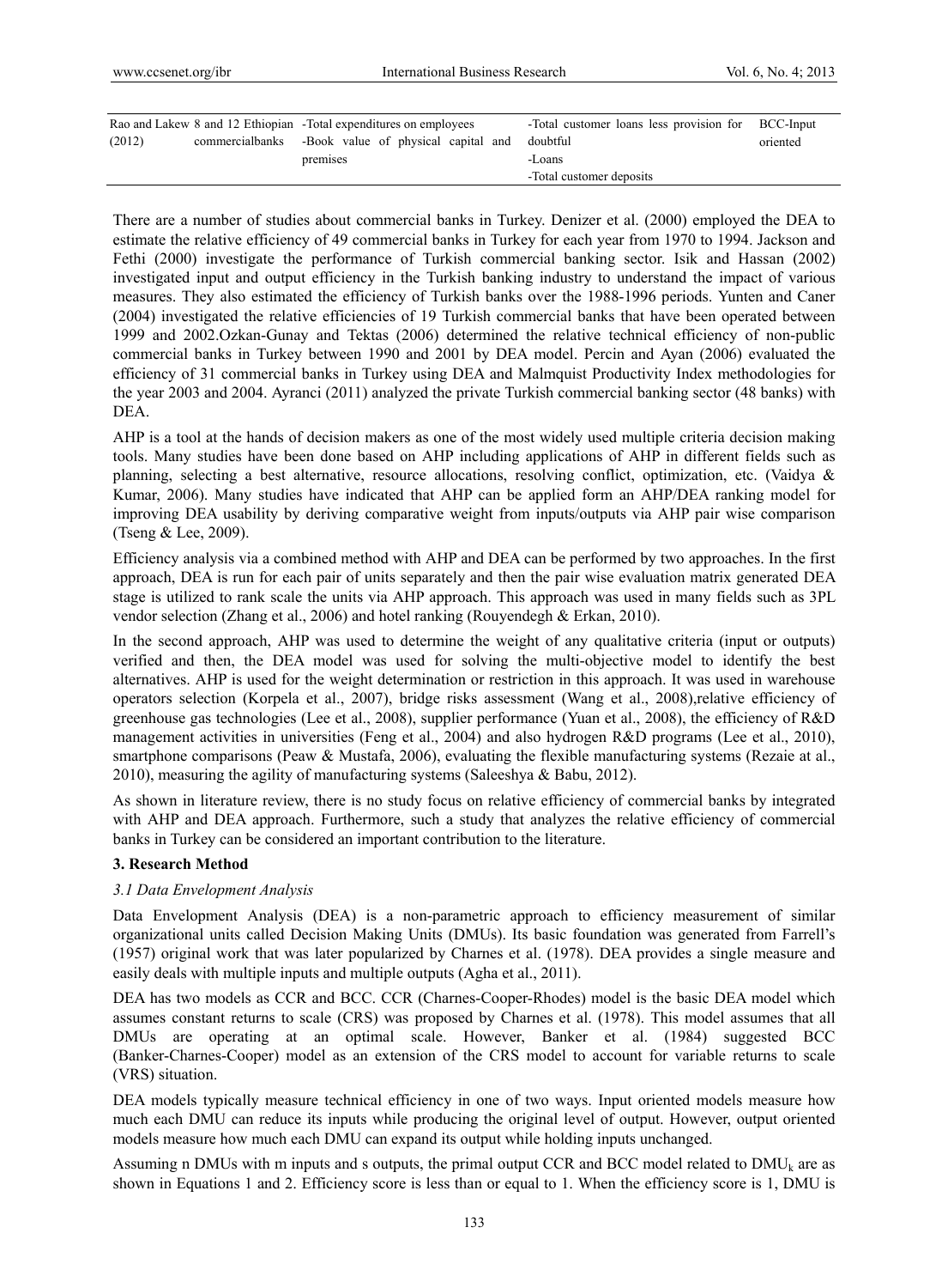| Rao and Lakew (2012) | 8 and 12 Ethiopian commercialbanks | -Total expenditures on employees<br>-Book value of physical capital and premises | -Total customer loans less provision for doubtful<br>-Loans<br>-Total customer deposits | BCC-Input oriented |
|---|---|---|---|---|

There are a number of studies about commercial banks in Turkey. Denizer et al. (2000) employed the DEA to estimate the relative efficiency of 49 commercial banks in Turkey for each year from 1970 to 1994. Jackson and Fethi (2000) investigate the performance of Turkish commercial banking sector. Isik and Hassan (2002) investigated input and output efficiency in the Turkish banking industry to understand the impact of various measures. They also estimated the efficiency of Turkish banks over the 1988-1996 periods. Yunten and Caner (2004) investigated the relative efficiencies of 19 Turkish commercial banks that have been operated between 1999 and 2002.Ozkan-Gunay and Tektas (2006) determined the relative technical efficiency of non-public commercial banks in Turkey between 1990 and 2001 by DEA model. Percin and Ayan (2006) evaluated the efficiency of 31 commercial banks in Turkey using DEA and Malmquist Productivity Index methodologies for the year 2003 and 2004. Ayranci (2011) analyzed the private Turkish commercial banking sector (48 banks) with DEA.

AHP is a tool at the hands of decision makers as one of the most widely used multiple criteria decision making tools. Many studies have been done based on AHP including applications of AHP in different fields such as planning, selecting a best alternative, resource allocations, resolving conflict, optimization, etc. (Vaidya & Kumar, 2006). Many studies have indicated that AHP can be applied form an AHP/DEA ranking model for improving DEA usability by deriving comparative weight from inputs/outputs via AHP pair wise comparison (Tseng & Lee, 2009).

Efficiency analysis via a combined method with AHP and DEA can be performed by two approaches. In the first approach, DEA is run for each pair of units separately and then the pair wise evaluation matrix generated DEA stage is utilized to rank scale the units via AHP approach. This approach was used in many fields such as 3PL vendor selection (Zhang et al., 2006) and hotel ranking (Rouyendegh & Erkan, 2010).

In the second approach, AHP was used to determine the weight of any qualitative criteria (input or outputs) verified and then, the DEA model was used for solving the multi-objective model to identify the best alternatives. AHP is used for the weight determination or restriction in this approach. It was used in warehouse operators selection (Korpela et al., 2007), bridge risks assessment (Wang et al., 2008),relative efficiency of greenhouse gas technologies (Lee et al., 2008), supplier performance (Yuan et al., 2008), the efficiency of R&D management activities in universities (Feng et al., 2004) and also hydrogen R&D programs (Lee et al., 2010), smartphone comparisons (Peaw & Mustafa, 2006), evaluating the flexible manufacturing systems (Rezaie at al., 2010), measuring the agility of manufacturing systems (Saleeshya & Babu, 2012).

As shown in literature review, there is no study focus on relative efficiency of commercial banks by integrated with AHP and DEA approach. Furthermore, such a study that analyzes the relative efficiency of commercial banks in Turkey can be considered an important contribution to the literature.

## 3. Research Method

### *3.1 Data Envelopment Analysis*

Data Envelopment Analysis (DEA) is a non-parametric approach to efficiency measurement of similar organizational units called Decision Making Units (DMUs). Its basic foundation was generated from Farrell's (1957) original work that was later popularized by Charnes et al. (1978). DEA provides a single measure and easily deals with multiple inputs and multiple outputs (Agha et al., 2011).

DEA has two models as CCR and BCC. CCR (Charnes-Cooper-Rhodes) model is the basic DEA model which assumes constant returns to scale (CRS) was proposed by Charnes et al. (1978). This model assumes that all DMUs are operating at an optimal scale. However, Banker et al. (1984) suggested BCC (Banker-Charnes-Cooper) model as an extension of the CRS model to account for variable returns to scale (VRS) situation.

DEA models typically measure technical efficiency in one of two ways. Input oriented models measure how much each DMU can reduce its inputs while producing the original level of output. However, output oriented models measure how much each DMU can expand its output while holding inputs unchanged.

Assuming n DMUs with m inputs and s outputs, the primal output CCR and BCC model related to $DMU_k$ are as shown in Equations 1 and 2. Efficiency score is less than or equal to 1. When the efficiency score is 1, DMU is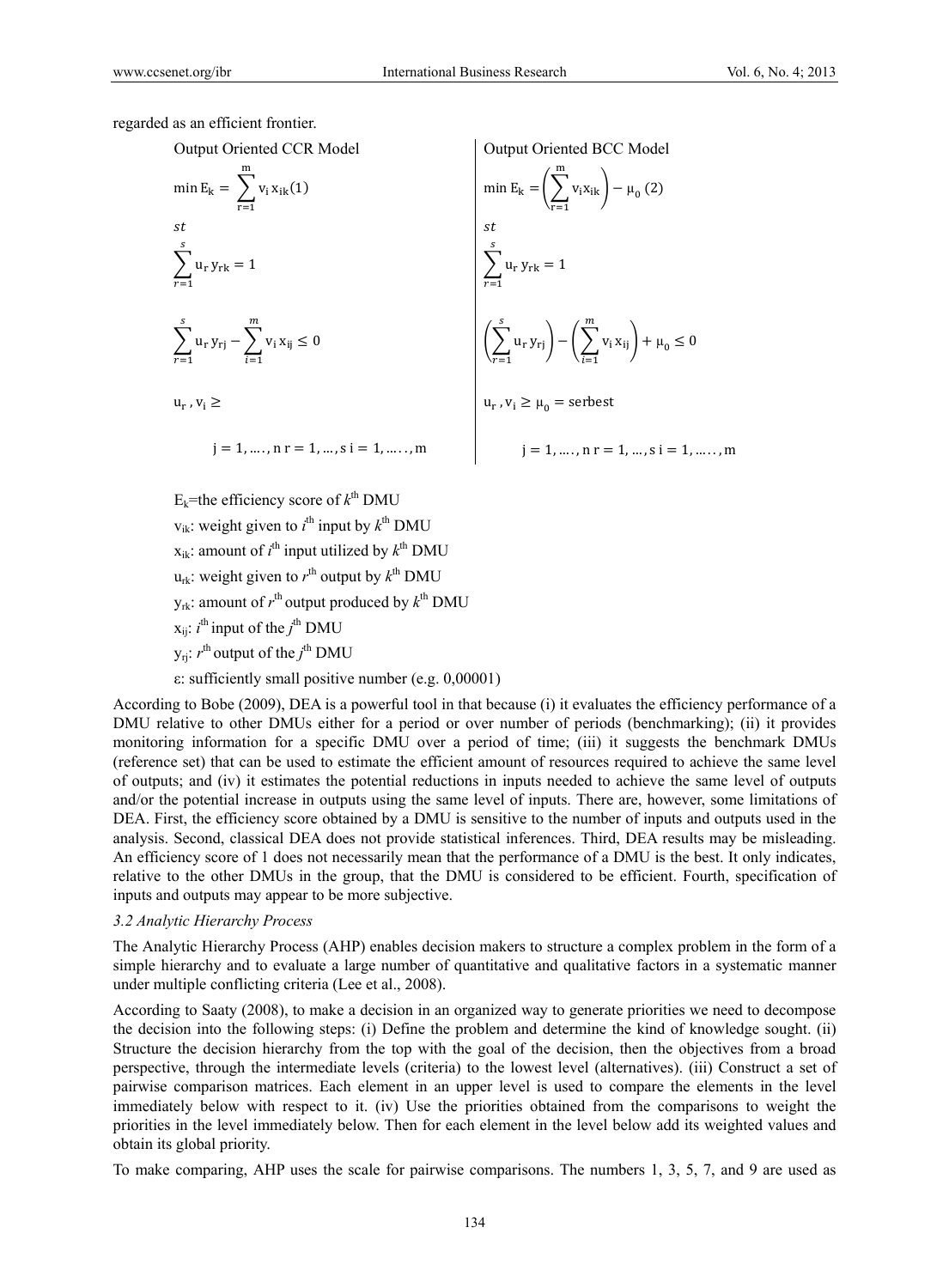regarded as an efficient frontier.

**Output Oriented CCR Model**

$$\min E_k = \sum_{r=1}^{m} v_i x_{ik} (1)$$

$st$

$$\sum_{r=1}^{s} u_r y_{rk} = 1$$

$$\sum_{r=1}^{s} u_r y_{rj} - \sum_{i=1}^{m} v_i x_{ij} \leq 0$$

$$u_r , v_i \geq$$

$$j = 1, \ldots, n \; r = 1, \ldots, s \; i = 1, \ldots, m$$

**Output Oriented BCC Model**

$$\min E_k = \left( \sum_{r=1}^{m} v_i x_{ik} \right) - \mu_0 \; (2)$$

$st$

$$\sum_{r=1}^{s} u_r y_{rk} = 1$$

$$\left( \sum_{r=1}^{s} u_r y_{rj} \right) - \left( \sum_{i=1}^{m} v_i x_{ij} \right) + \mu_0 \leq 0$$

$$u_r , v_i \geq \mu_0 = \text{serbest}$$

$$j = 1, \ldots, n \; r = 1, \ldots, s \; i = 1, \ldots, m$$

$E_k$=the efficiency score of $k^{th}$ DMU

$v_{ik}$: weight given to $i^{th}$ input by $k^{th}$ DMU

$x_{ik}$: amount of $i^{th}$ input utilized by $k^{th}$ DMU

$u_{rk}$: weight given to $r^{th}$ output by $k^{th}$ DMU

$y_{rk}$: amount of $r^{th}$ output produced by $k^{th}$ DMU

$x_{ij}$: $i^{th}$ input of the $j^{th}$ DMU

$y_{rj}$: $r^{th}$ output of the $j^{th}$ DMU

$\varepsilon$: sufficiently small positive number (e.g. 0,00001)

According to Bobe (2009), DEA is a powerful tool in that because (i) it evaluates the efficiency performance of a DMU relative to other DMUs either for a period or over number of periods (benchmarking); (ii) it provides monitoring information for a specific DMU over a period of time; (iii) it suggests the benchmark DMUs (reference set) that can be used to estimate the efficient amount of resources required to achieve the same level of outputs; and (iv) it estimates the potential reductions in inputs needed to achieve the same level of outputs and/or the potential increase in outputs using the same level of inputs. There are, however, some limitations of DEA. First, the efficiency score obtained by a DMU is sensitive to the number of inputs and outputs used in the analysis. Second, classical DEA does not provide statistical inferences. Third, DEA results may be misleading. An efficiency score of 1 does not necessarily mean that the performance of a DMU is the best. It only indicates, relative to the other DMUs in the group, that the DMU is considered to be efficient. Fourth, specification of inputs and outputs may appear to be more subjective.

### *3.2 Analytic Hierarchy Process*

The Analytic Hierarchy Process (AHP) enables decision makers to structure a complex problem in the form of a simple hierarchy and to evaluate a large number of quantitative and qualitative factors in a systematic manner under multiple conflicting criteria (Lee et al., 2008).

According to Saaty (2008), to make a decision in an organized way to generate priorities we need to decompose the decision into the following steps: (i) Define the problem and determine the kind of knowledge sought. (ii) Structure the decision hierarchy from the top with the goal of the decision, then the objectives from a broad perspective, through the intermediate levels (criteria) to the lowest level (alternatives). (iii) Construct a set of pairwise comparison matrices. Each element in an upper level is used to compare the elements in the level immediately below with respect to it. (iv) Use the priorities obtained from the comparisons to weight the priorities in the level immediately below. Then for each element in the level below add its weighted values and obtain its global priority.

To make comparing, AHP uses the scale for pairwise comparisons. The numbers 1, 3, 5, 7, and 9 are used as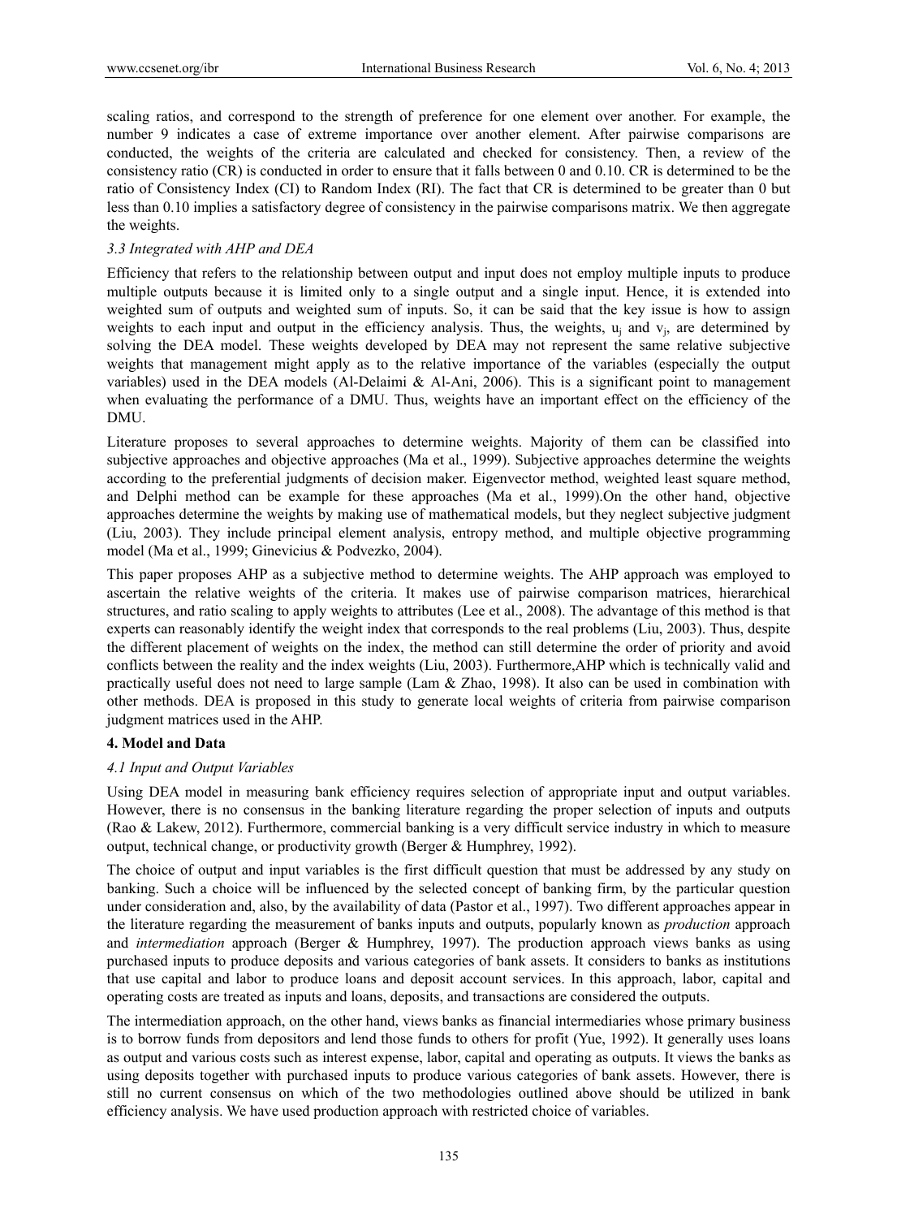scaling ratios, and correspond to the strength of preference for one element over another. For example, the number 9 indicates a case of extreme importance over another element. After pairwise comparisons are conducted, the weights of the criteria are calculated and checked for consistency. Then, a review of the consistency ratio (CR) is conducted in order to ensure that it falls between 0 and 0.10. CR is determined to be the ratio of Consistency Index (CI) to Random Index (RI). The fact that CR is determined to be greater than 0 but less than 0.10 implies a satisfactory degree of consistency in the pairwise comparisons matrix. We then aggregate the weights.

### *3.3 Integrated with AHP and DEA*

Efficiency that refers to the relationship between output and input does not employ multiple inputs to produce multiple outputs because it is limited only to a single output and a single input. Hence, it is extended into weighted sum of outputs and weighted sum of inputs. So, it can be said that the key issue is how to assign weights to each input and output in the efficiency analysis. Thus, the weights, $u_j$ and $v_j$, are determined by solving the DEA model. These weights developed by DEA may not represent the same relative subjective weights that management might apply as to the relative importance of the variables (especially the output variables) used in the DEA models (Al-Delaimi & Al-Ani, 2006). This is a significant point to management when evaluating the performance of a DMU. Thus, weights have an important effect on the efficiency of the DMU.

Literature proposes to several approaches to determine weights. Majority of them can be classified into subjective approaches and objective approaches (Ma et al., 1999). Subjective approaches determine the weights according to the preferential judgments of decision maker. Eigenvector method, weighted least square method, and Delphi method can be example for these approaches (Ma et al., 1999).On the other hand, objective approaches determine the weights by making use of mathematical models, but they neglect subjective judgment (Liu, 2003). They include principal element analysis, entropy method, and multiple objective programming model (Ma et al., 1999; Ginevicius & Podvezko, 2004).

This paper proposes AHP as a subjective method to determine weights. The AHP approach was employed to ascertain the relative weights of the criteria. It makes use of pairwise comparison matrices, hierarchical structures, and ratio scaling to apply weights to attributes (Lee et al., 2008). The advantage of this method is that experts can reasonably identify the weight index that corresponds to the real problems (Liu, 2003). Thus, despite the different placement of weights on the index, the method can still determine the order of priority and avoid conflicts between the reality and the index weights (Liu, 2003). Furthermore,AHP which is technically valid and practically useful does not need to large sample (Lam & Zhao, 1998). It also can be used in combination with other methods. DEA is proposed in this study to generate local weights of criteria from pairwise comparison judgment matrices used in the AHP.

## 4. Model and Data

### *4.1 Input and Output Variables*

Using DEA model in measuring bank efficiency requires selection of appropriate input and output variables. However, there is no consensus in the banking literature regarding the proper selection of inputs and outputs (Rao & Lakew, 2012). Furthermore, commercial banking is a very difficult service industry in which to measure output, technical change, or productivity growth (Berger & Humphrey, 1992).

The choice of output and input variables is the first difficult question that must be addressed by any study on banking. Such a choice will be influenced by the selected concept of banking firm, by the particular question under consideration and, also, by the availability of data (Pastor et al., 1997). Two different approaches appear in the literature regarding the measurement of banks inputs and outputs, popularly known as *production* approach and *intermediation* approach (Berger & Humphrey, 1997). The production approach views banks as using purchased inputs to produce deposits and various categories of bank assets. It considers to banks as institutions that use capital and labor to produce loans and deposit account services. In this approach, labor, capital and operating costs are treated as inputs and loans, deposits, and transactions are considered the outputs.

The intermediation approach, on the other hand, views banks as financial intermediaries whose primary business is to borrow funds from depositors and lend those funds to others for profit (Yue, 1992). It generally uses loans as output and various costs such as interest expense, labor, capital and operating as outputs. It views the banks as using deposits together with purchased inputs to produce various categories of bank assets. However, there is still no current consensus on which of the two methodologies outlined above should be utilized in bank efficiency analysis. We have used production approach with restricted choice of variables.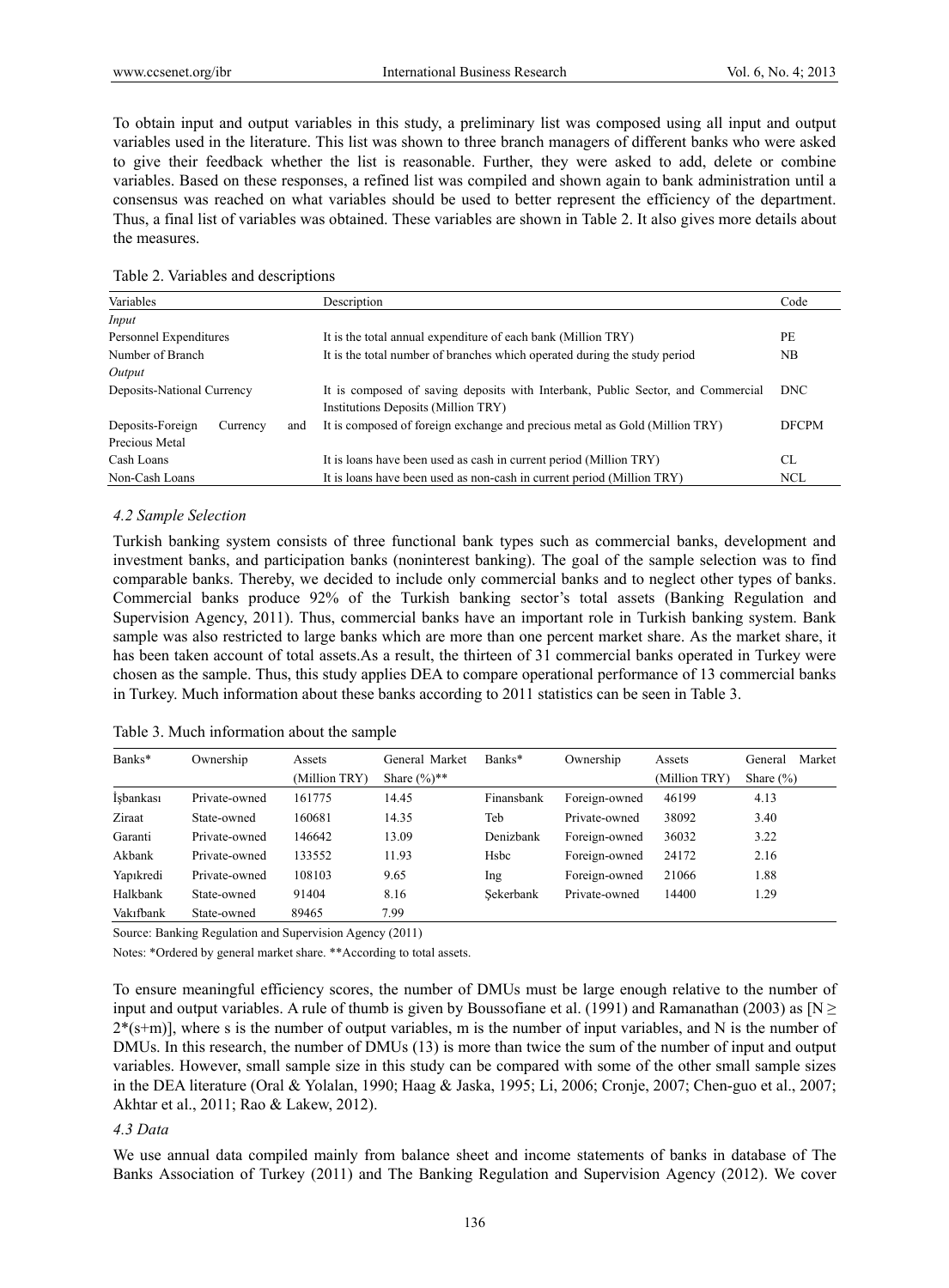To obtain input and output variables in this study, a preliminary list was composed using all input and output variables used in the literature. This list was shown to three branch managers of different banks who were asked to give their feedback whether the list is reasonable. Further, they were asked to add, delete or combine variables. Based on these responses, a refined list was compiled and shown again to bank administration until a consensus was reached on what variables should be used to better represent the efficiency of the department. Thus, a final list of variables was obtained. These variables are shown in Table 2. It also gives more details about the measures.

Table 2. Variables and descriptions

| Variables | Description | Code |
|---|---|---|
| *Input* | | |
| Personnel Expenditures | It is the total annual expenditure of each bank (Million TRY) | PE |
| Number of Branch | It is the total number of branches which operated during the study period | NB |
| *Output* | | |
| Deposits-National Currency | It is composed of saving deposits with Interbank, Public Sector, and Commercial Institutions Deposits (Million TRY) | DNC |
| Deposits-Foreign Currency and Precious Metal | It is composed of foreign exchange and precious metal as Gold (Million TRY) | DFCPM |
| Cash Loans | It is loans have been used as cash in current period (Million TRY) | CL |
| Non-Cash Loans | It is loans have been used as non-cash in current period (Million TRY) | NCL |

### 4.2 Sample Selection

Turkish banking system consists of three functional bank types such as commercial banks, development and investment banks, and participation banks (noninterest banking). The goal of the sample selection was to find comparable banks. Thereby, we decided to include only commercial banks and to neglect other types of banks. Commercial banks produce 92% of the Turkish banking sector's total assets (Banking Regulation and Supervision Agency, 2011). Thus, commercial banks have an important role in Turkish banking system. Bank sample was also restricted to large banks which are more than one percent market share. As the market share, it has been taken account of total assets.As a result, the thirteen of 31 commercial banks operated in Turkey were chosen as the sample. Thus, this study applies DEA to compare operational performance of 13 commercial banks in Turkey. Much information about these banks according to 2011 statistics can be seen in Table 3.

Table 3. Much information about the sample

| Banks* | Ownership | Assets (Million TRY) | General Market Share (%)** | Banks* | Ownership | Assets (Million TRY) | General Market Share (%) |
|---|---|---|---|---|---|---|---|
| İşbankası | Private-owned | 161775 | 14.45 | Finansbank | Foreign-owned | 46199 | 4.13 |
| Ziraat | State-owned | 160681 | 14.35 | Teb | Private-owned | 38092 | 3.40 |
| Garanti | Private-owned | 146642 | 13.09 | Denizbank | Foreign-owned | 36032 | 3.22 |
| Akbank | Private-owned | 133552 | 11.93 | Hsbc | Foreign-owned | 24172 | 2.16 |
| Yapıkredi | Private-owned | 108103 | 9.65 | Ing | Foreign-owned | 21066 | 1.88 |
| Halkbank | State-owned | 91404 | 8.16 | Şekerbank | Private-owned | 14400 | 1.29 |
| Vakıfbank | State-owned | 89465 | 7.99 | | | | |

Source: Banking Regulation and Supervision Agency (2011)

Notes: *Ordered by general market share. **According to total assets.

To ensure meaningful efficiency scores, the number of DMUs must be large enough relative to the number of input and output variables. A rule of thumb is given by Boussofiane et al. (1991) and Ramanathan (2003) as $[N \geq 2*(s+m)]$, where s is the number of output variables, m is the number of input variables, and N is the number of DMUs. In this research, the number of DMUs (13) is more than twice the sum of the number of input and output variables. However, small sample size in this study can be compared with some of the other small sample sizes in the DEA literature (Oral & Yolalan, 1990; Haag & Jaska, 1995; Li, 2006; Cronje, 2007; Chen-guo et al., 2007; Akhtar et al., 2011; Rao & Lakew, 2012).

### 4.3 Data

We use annual data compiled mainly from balance sheet and income statements of banks in database of The Banks Association of Turkey (2011) and The Banking Regulation and Supervision Agency (2012). We cover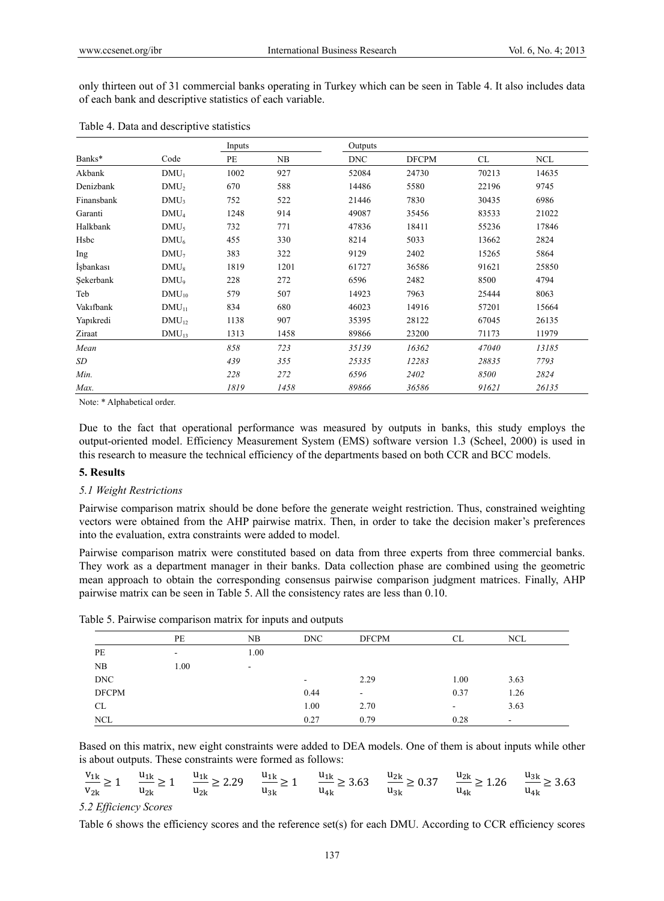only thirteen out of 31 commercial banks operating in Turkey which can be seen in Table 4. It also includes data of each bank and descriptive statistics of each variable.

Table 4. Data and descriptive statistics

| | | Inputs | | Outputs | | | |
|---|---|---|---|---|---|---|---|
| Banks* | Code | PE | NB | DNC | DFCPM | CL | NCL |
| Akbank | $DMU_1$ | 1002 | 927 | 52084 | 24730 | 70213 | 14635 |
| Denizbank | $DMU_2$ | 670 | 588 | 14486 | 5580 | 22196 | 9745 |
| Finansbank | $DMU_3$ | 752 | 522 | 21446 | 7830 | 30435 | 6986 |
| Garanti | $DMU_4$ | 1248 | 914 | 49087 | 35456 | 83533 | 21022 |
| Halkbank | $DMU_5$ | 732 | 771 | 47836 | 18411 | 55236 | 17846 |
| Hsbc | $DMU_6$ | 455 | 330 | 8214 | 5033 | 13662 | 2824 |
| Ing | $DMU_7$ | 383 | 322 | 9129 | 2402 | 15265 | 5864 |
| İşbankası | $DMU_8$ | 1819 | 1201 | 61727 | 36586 | 91621 | 25850 |
| Şekerbank | $DMU_9$ | 228 | 272 | 6596 | 2482 | 8500 | 4794 |
| Teb | $DMU_{10}$ | 579 | 507 | 14923 | 7963 | 25444 | 8063 |
| Vakıfbank | $DMU_{11}$ | 834 | 680 | 46023 | 14916 | 57201 | 15664 |
| Yapıkredi | $DMU_{12}$ | 1138 | 907 | 35395 | 28122 | 67045 | 26135 |
| Ziraat | $DMU_{13}$ | 1313 | 1458 | 89866 | 23200 | 71173 | 11979 |
| *Mean* | | *858* | *723* | *35139* | *16362* | *47040* | *13185* |
| *SD* | | *439* | *355* | *25335* | *12283* | *28835* | *7793* |
| *Min.* | | *228* | *272* | *6596* | *2402* | *8500* | *2824* |
| *Max.* | | *1819* | *1458* | *89866* | *36586* | *91621* | *26135* |

Note: * Alphabetical order.

Due to the fact that operational performance was measured by outputs in banks, this study employs the output-oriented model. Efficiency Measurement System (EMS) software version 1.3 (Scheel, 2000) is used in this research to measure the technical efficiency of the departments based on both CCR and BCC models.

## 5. Results

### *5.1 Weight Restrictions*

Pairwise comparison matrix should be done before the generate weight restriction. Thus, constrained weighting vectors were obtained from the AHP pairwise matrix. Then, in order to take the decision maker's preferences into the evaluation, extra constraints were added to model.

Pairwise comparison matrix were constituted based on data from three experts from three commercial banks. They work as a department manager in their banks. Data collection phase are combined using the geometric mean approach to obtain the corresponding consensus pairwise comparison judgment matrices. Finally, AHP pairwise matrix can be seen in Table 5. All the consistency rates are less than 0.10.

Table 5. Pairwise comparison matrix for inputs and outputs

| | PE | NB | DNC | DFCPM | CL | NCL |
|---|---|---|---|---|---|---|
| PE | - | 1.00 | | | | |
| NB | 1.00 | - | | | | |
| DNC | | | - | 2.29 | 1.00 | 3.63 |
| DFCPM | | | 0.44 | - | 0.37 | 1.26 |
| CL | | | 1.00 | 2.70 | - | 3.63 |
| NCL | | | 0.27 | 0.79 | 0.28 | - |

Based on this matrix, new eight constraints were added to DEA models. One of them is about inputs while other is about outputs. These constraints were formed as follows:

$$\frac{v_{1k}}{v_{2k}} \geq 1 \quad \frac{u_{1k}}{u_{2k}} \geq 1 \quad \frac{u_{1k}}{u_{2k}} \geq 2.29 \quad \frac{u_{1k}}{u_{3k}} \geq 1 \quad \frac{u_{1k}}{u_{4k}} \geq 3.63 \quad \frac{u_{2k}}{u_{3k}} \geq 0.37 \quad \frac{u_{2k}}{u_{4k}} \geq 1.26 \quad \frac{u_{3k}}{u_{4k}} \geq 3.63$$

### *5.2 Efficiency Scores*

Table 6 shows the efficiency scores and the reference set(s) for each DMU. According to CCR efficiency scores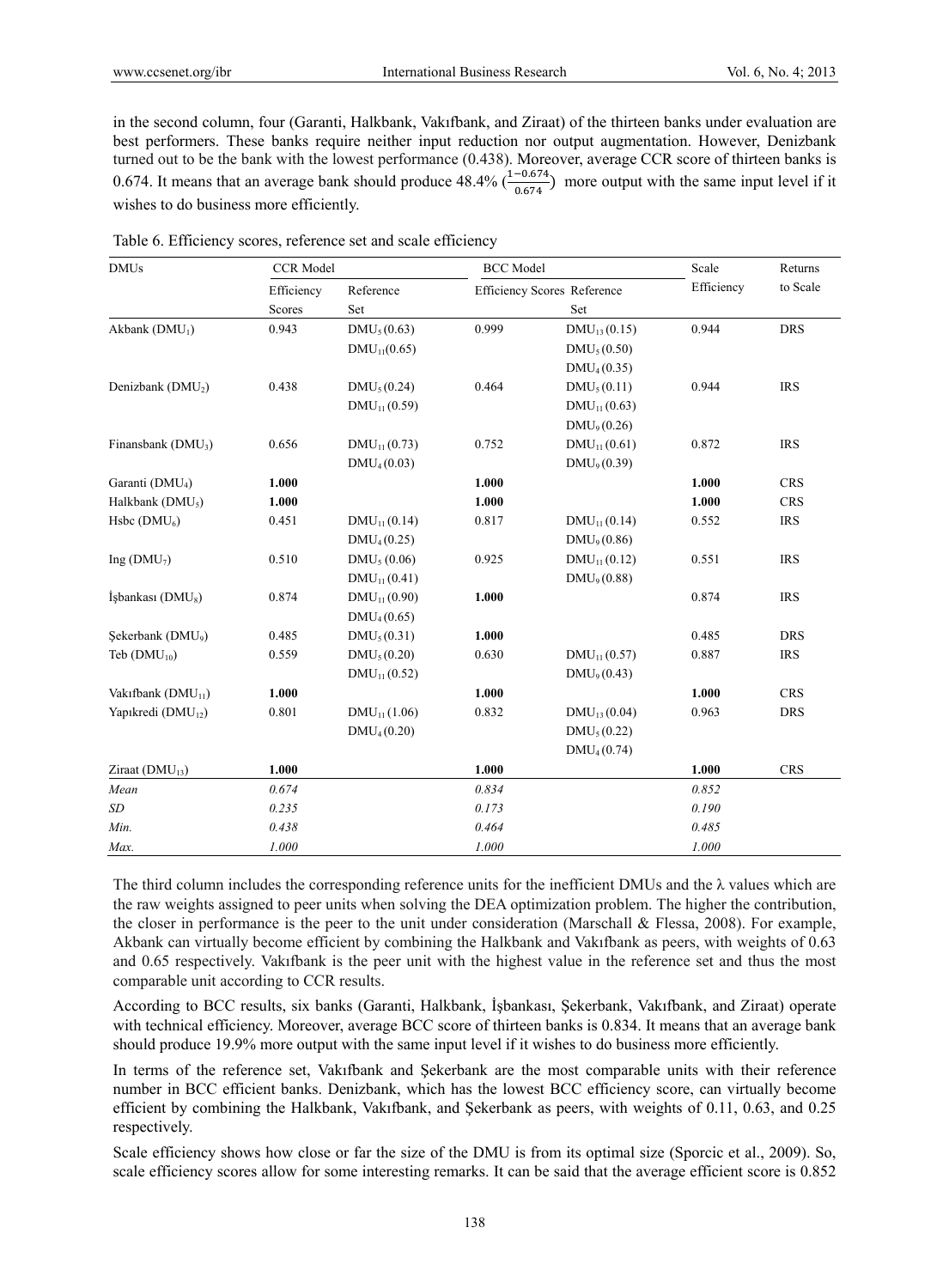in the second column, four (Garanti, Halkbank, Vakıfbank, and Ziraat) of the thirteen banks under evaluation are best performers. These banks require neither input reduction nor output augmentation. However, Denizbank turned out to be the bank with the lowest performance (0.438). Moreover, average CCR score of thirteen banks is 0.674. It means that an average bank should produce 48.4% ($\frac{1-0.674}{0.674}$) more output with the same input level if it wishes to do business more efficiently.

Table 6. Efficiency scores, reference set and scale efficiency

| DMUs | CCR Model | | BCC Model | | Scale Efficiency | Returns to Scale |
|---|---|---|---|---|---|---|
| | Efficiency Scores | Reference Set | Efficiency Scores | Reference Set | | |
| Akbank ($DMU_1$) | 0.943 | $DMU_5$ (0.63)<br>$DMU_{11}$(0.65) | 0.999 | $DMU_{13}$ (0.15)<br>$DMU_5$ (0.50)<br>$DMU_4$ (0.35) | 0.944 | DRS |
| Denizbank ($DMU_2$) | 0.438 | $DMU_5$ (0.24)<br>$DMU_{11}$ (0.59) | 0.464 | $DMU_5$ (0.11)<br>$DMU_{11}$ (0.63)<br>$DMU_9$ (0.26) | 0.944 | IRS |
| Finansbank ($DMU_3$) | 0.656 | $DMU_{11}$ (0.73)<br>$DMU_4$ (0.03) | 0.752 | $DMU_{11}$ (0.61)<br>$DMU_9$ (0.39) | 0.872 | IRS |
| Garanti ($DMU_4$) | **1.000** | | **1.000** | | **1.000** | CRS |
| Halkbank ($DMU_5$) | **1.000** | | **1.000** | | **1.000** | CRS |
| Hsbc ($DMU_6$) | 0.451 | $DMU_{11}$ (0.14)<br>$DMU_4$ (0.25) | 0.817 | $DMU_{11}$ (0.14)<br>$DMU_9$ (0.86) | 0.552 | IRS |
| Ing ($DMU_7$) | 0.510 | $DMU_5$ (0.06)<br>$DMU_{11}$ (0.41) | 0.925 | $DMU_{11}$ (0.12)<br>$DMU_9$ (0.88) | 0.551 | IRS |
| İşbankası ($DMU_8$) | 0.874 | $DMU_{11}$ (0.90)<br>$DMU_4$ (0.65) | **1.000** | | 0.874 | IRS |
| Şekerbank ($DMU_9$) | 0.485 | $DMU_5$ (0.31) | **1.000** | | 0.485 | DRS |
| Teb ($DMU_{10}$) | 0.559 | $DMU_5$ (0.20)<br>$DMU_{11}$ (0.52) | 0.630 | $DMU_{11}$ (0.57)<br>$DMU_9$ (0.43) | 0.887 | IRS |
| Vakıfbank ($DMU_{11}$) | **1.000** | | **1.000** | | **1.000** | CRS |
| Yapıkredi ($DMU_{12}$) | 0.801 | $DMU_{11}$ (1.06)<br>$DMU_4$ (0.20) | 0.832 | $DMU_{13}$ (0.04)<br>$DMU_5$ (0.22)<br>$DMU_4$ (0.74) | 0.963 | DRS |
| Ziraat ($DMU_{13}$) | **1.000** | | **1.000** | | **1.000** | CRS |
| *Mean* | *0.674* | | *0.834* | | *0.852* | |
| *SD* | *0.235* | | *0.173* | | *0.190* | |
| *Min.* | *0.438* | | *0.464* | | *0.485* | |
| *Max.* | *1.000* | | *1.000* | | *1.000* | |

The third column includes the corresponding reference units for the inefficient DMUs and the λ values which are the raw weights assigned to peer units when solving the DEA optimization problem. The higher the contribution, the closer in performance is the peer to the unit under consideration (Marschall & Flessa, 2008). For example, Akbank can virtually become efficient by combining the Halkbank and Vakıfbank as peers, with weights of 0.63 and 0.65 respectively. Vakıfbank is the peer unit with the highest value in the reference set and thus the most comparable unit according to CCR results.

According to BCC results, six banks (Garanti, Halkbank, İşbankası, Şekerbank, Vakıfbank, and Ziraat) operate with technical efficiency. Moreover, average BCC score of thirteen banks is 0.834. It means that an average bank should produce 19.9% more output with the same input level if it wishes to do business more efficiently.

In terms of the reference set, Vakıfbank and Şekerbank are the most comparable units with their reference number in BCC efficient banks. Denizbank, which has the lowest BCC efficiency score, can virtually become efficient by combining the Halkbank, Vakıfbank, and Şekerbank as peers, with weights of 0.11, 0.63, and 0.25 respectively.

Scale efficiency shows how close or far the size of the DMU is from its optimal size (Sporcic et al., 2009). So, scale efficiency scores allow for some interesting remarks. It can be said that the average efficient score is 0.852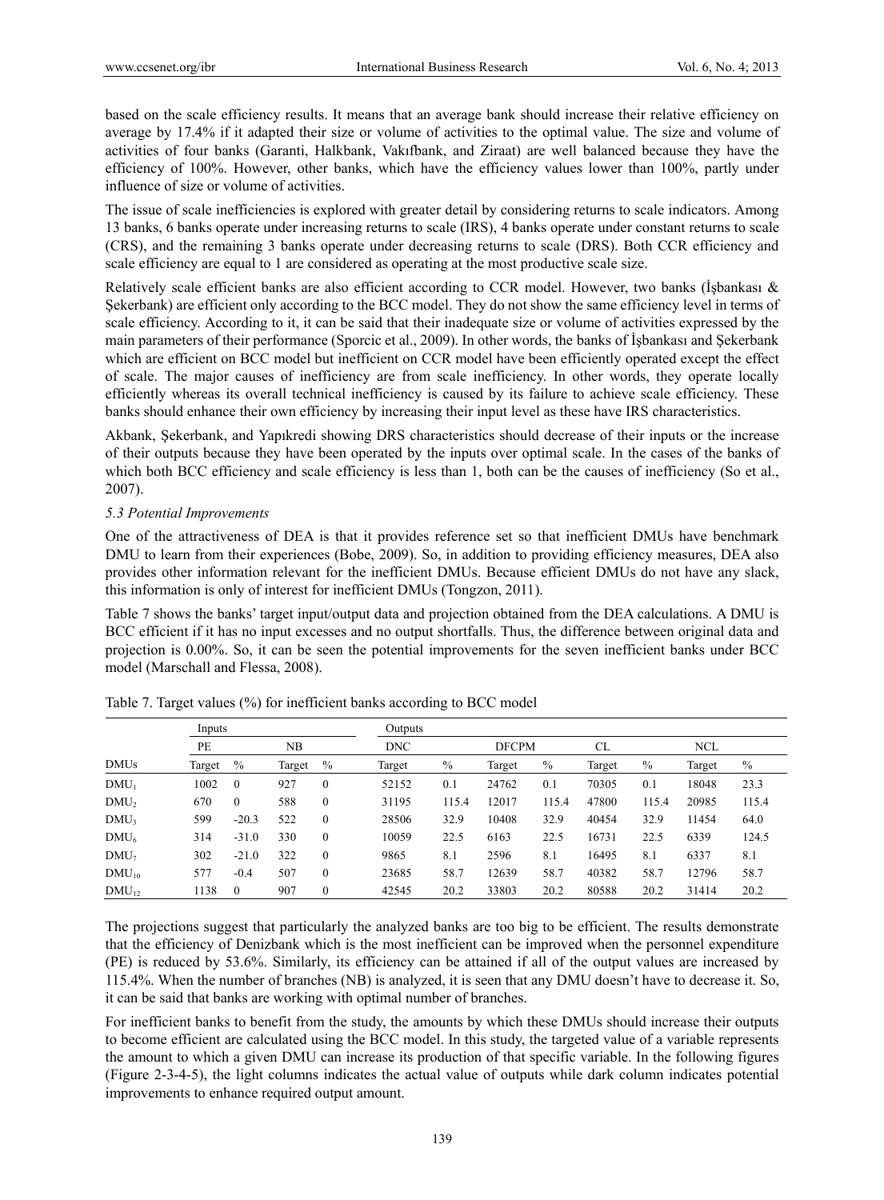based on the scale efficiency results. It means that an average bank should increase their relative efficiency on average by 17.4% if it adapted their size or volume of activities to the optimal value. The size and volume of activities of four banks (Garanti, Halkbank, Vakıfbank, and Ziraat) are well balanced because they have the efficiency of 100%. However, other banks, which have the efficiency values lower than 100%, partly under influence of size or volume of activities.

The issue of scale inefficiencies is explored with greater detail by considering returns to scale indicators. Among 13 banks, 6 banks operate under increasing returns to scale (IRS), 4 banks operate under constant returns to scale (CRS), and the remaining 3 banks operate under decreasing returns to scale (DRS). Both CCR efficiency and scale efficiency are equal to 1 are considered as operating at the most productive scale size.

Relatively scale efficient banks are also efficient according to CCR model. However, two banks (İşbankası & Şekerbank) are efficient only according to the BCC model. They do not show the same efficiency level in terms of scale efficiency. According to it, it can be said that their inadequate size or volume of activities expressed by the main parameters of their performance (Sporcic et al., 2009). In other words, the banks of İşbankası and Şekerbank which are efficient on BCC model but inefficient on CCR model have been efficiently operated except the effect of scale. The major causes of inefficiency are from scale inefficiency. In other words, they operate locally efficiently whereas its overall technical inefficiency is caused by its failure to achieve scale efficiency. These banks should enhance their own efficiency by increasing their input level as these have IRS characteristics.

Akbank, Şekerbank, and Yapıkredi showing DRS characteristics should decrease of their inputs or the increase of their outputs because they have been operated by the inputs over optimal scale. In the cases of the banks of which both BCC efficiency and scale efficiency is less than 1, both can be the causes of inefficiency (So et al., 2007).

*5.3 Potential Improvements*

One of the attractiveness of DEA is that it provides reference set so that inefficient DMUs have benchmark DMU to learn from their experiences (Bobe, 2009). So, in addition to providing efficiency measures, DEA also provides other information relevant for the inefficient DMUs. Because efficient DMUs do not have any slack, this information is only of interest for inefficient DMUs (Tongzon, 2011).

Table 7 shows the banks' target input/output data and projection obtained from the DEA calculations. A DMU is BCC efficient if it has no input excesses and no output shortfalls. Thus, the difference between original data and projection is 0.00%. So, it can be seen the potential improvements for the seven inefficient banks under BCC model (Marschall and Flessa, 2008).

Table 7. Target values (%) for inefficient banks according to BCC model

| | Inputs | | | | Outputs | | | | | | | |
|---|---|---|---|---|---|---|---|---|---|---|---|---|
| | PE | | NB | | DNC | | DFCPM | | CL | | NCL | |
| DMUs | Target | % | Target | % | Target | % | Target | % | Target | % | Target | % |
| $DMU_1$ | 1002 | 0 | 927 | 0 | 52152 | 0.1 | 24762 | 0.1 | 70305 | 0.1 | 18048 | 23.3 |
| $DMU_2$ | 670 | 0 | 588 | 0 | 31195 | 115.4 | 12017 | 115.4 | 47800 | 115.4 | 20985 | 115.4 |
| $DMU_3$ | 599 | -20.3 | 522 | 0 | 28506 | 32.9 | 10408 | 32.9 | 40454 | 32.9 | 11454 | 64.0 |
| $DMU_6$ | 314 | -31.0 | 330 | 0 | 10059 | 22.5 | 6163 | 22.5 | 16731 | 22.5 | 6339 | 124.5 |
| $DMU_7$ | 302 | -21.0 | 322 | 0 | 9865 | 8.1 | 2596 | 8.1 | 16495 | 8.1 | 6337 | 8.1 |
| $DMU_{10}$ | 577 | -0.4 | 507 | 0 | 23685 | 58.7 | 12639 | 58.7 | 40382 | 58.7 | 12796 | 58.7 |
| $DMU_{12}$ | 1138 | 0 | 907 | 0 | 42545 | 20.2 | 33803 | 20.2 | 80588 | 20.2 | 31414 | 20.2 |

The projections suggest that particularly the analyzed banks are too big to be efficient. The results demonstrate that the efficiency of Denizbank which is the most inefficient can be improved when the personnel expenditure (PE) is reduced by 53.6%. Similarly, its efficiency can be attained if all of the output values are increased by 115.4%. When the number of branches (NB) is analyzed, it is seen that any DMU doesn't have to decrease it. So, it can be said that banks are working with optimal number of branches.

For inefficient banks to benefit from the study, the amounts by which these DMUs should increase their outputs to become efficient are calculated using the BCC model. In this study, the targeted value of a variable represents the amount to which a given DMU can increase its production of that specific variable. In the following figures (Figure 2-3-4-5), the light columns indicates the actual value of outputs while dark column indicates potential improvements to enhance required output amount.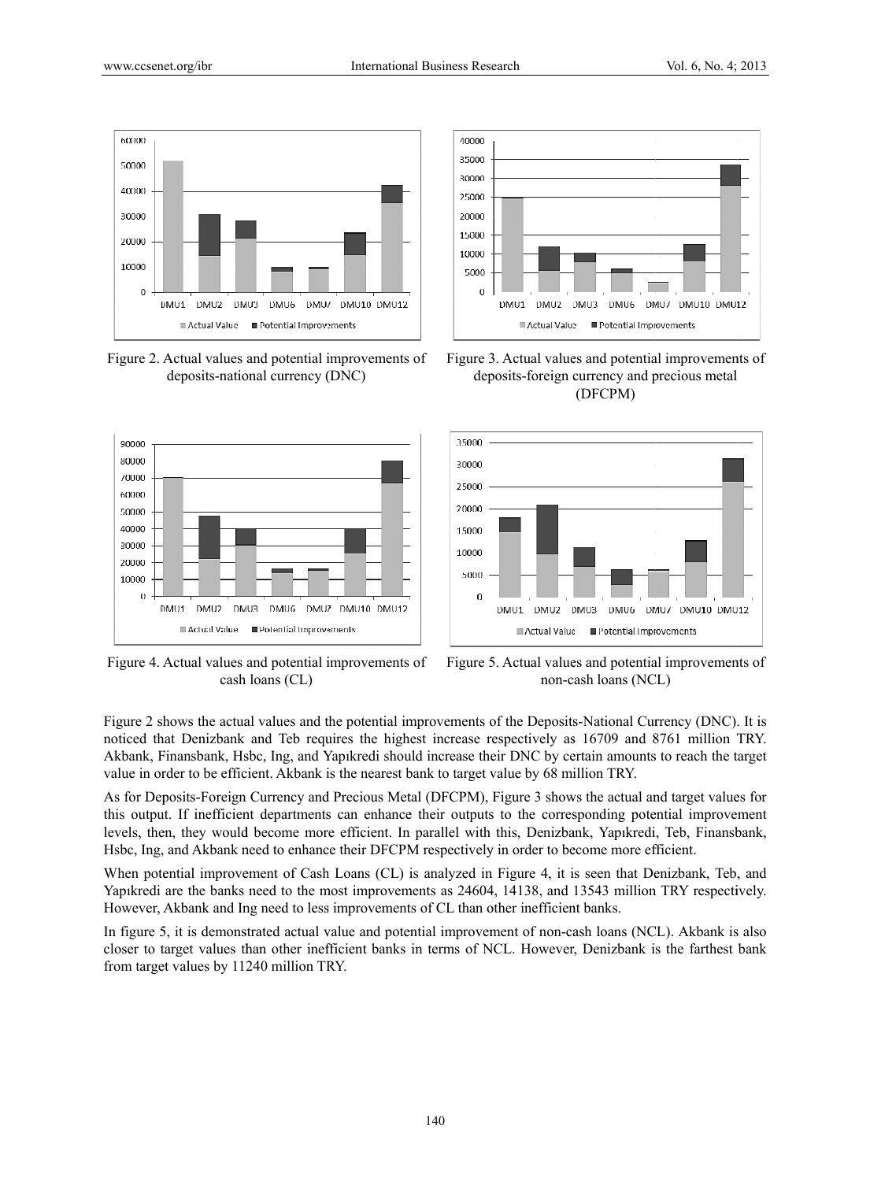Figure 2. Actual values and potential improvements of deposits-national currency (DNC)

Figure 3. Actual values and potential improvements of deposits-foreign currency and precious metal (DFCPM)

Figure 4. Actual values and potential improvements of cash loans (CL)

Figure 5. Actual values and potential improvements of non-cash loans (NCL)

Figure 2 shows the actual values and the potential improvements of the Deposits-National Currency (DNC). It is noticed that Denizbank and Teb requires the highest increase respectively as 16709 and 8761 million TRY. Akbank, Finansbank, Hsbc, Ing, and Yapıkredi should increase their DNC by certain amounts to reach the target value in order to be efficient. Akbank is the nearest bank to target value by 68 million TRY.

As for Deposits-Foreign Currency and Precious Metal (DFCPM), Figure 3 shows the actual and target values for this output. If inefficient departments can enhance their outputs to the corresponding potential improvement levels, then, they would become more efficient. In parallel with this, Denizbank, Yapıkredi, Teb, Finansbank, Hsbc, Ing, and Akbank need to enhance their DFCPM respectively in order to become more efficient.

When potential improvement of Cash Loans (CL) is analyzed in Figure 4, it is seen that Denizbank, Teb, and Yapıkredi are the banks need to the most improvements as 24604, 14138, and 13543 million TRY respectively. However, Akbank and Ing need to less improvements of CL than other inefficient banks.

In figure 5, it is demonstrated actual value and potential improvement of non-cash loans (NCL). Akbank is also closer to target values than other inefficient banks in terms of NCL. However, Denizbank is the farthest bank from target values by 11240 million TRY.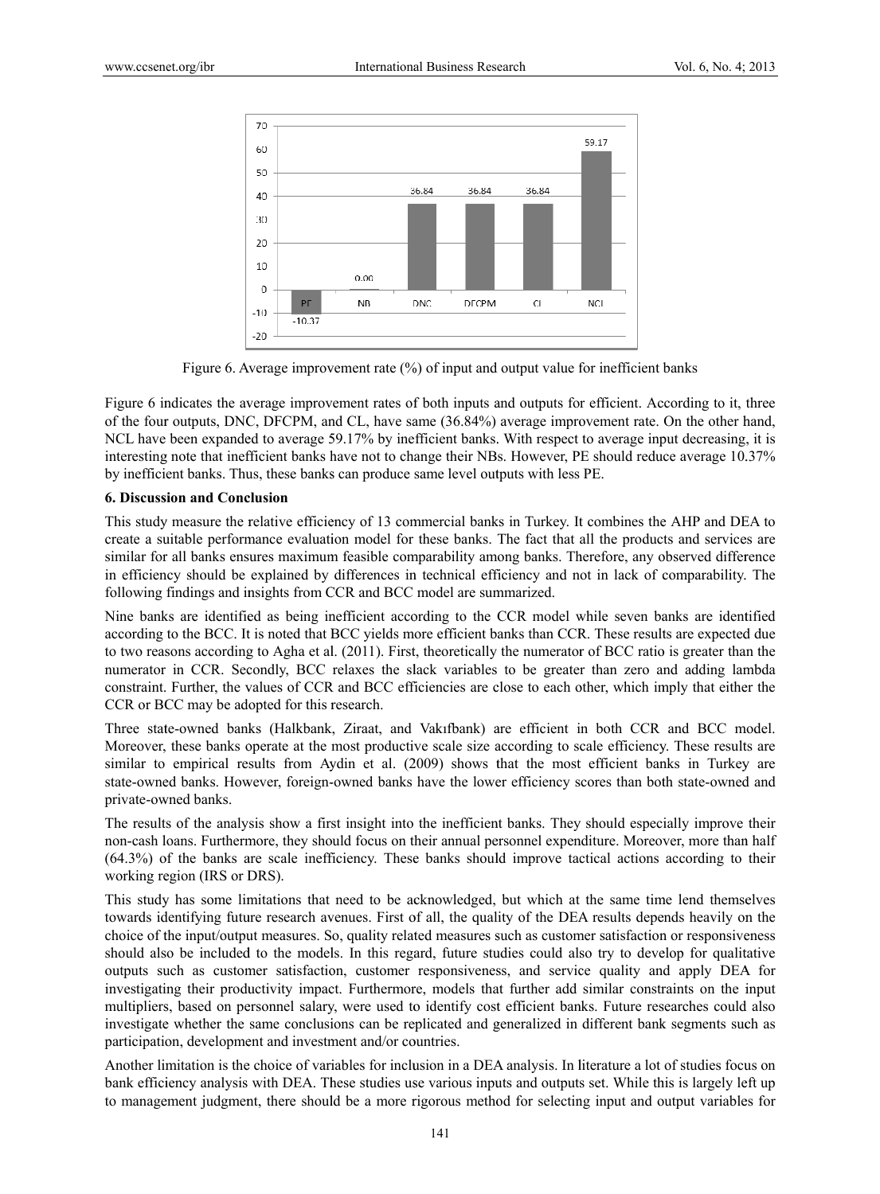Figure 6. Average improvement rate (%) of input and output value for inefficient banks

Figure 6 indicates the average improvement rates of both inputs and outputs for efficient. According to it, three of the four outputs, DNC, DFCPM, and CL, have same (36.84%) average improvement rate. On the other hand, NCL have been expanded to average 59.17% by inefficient banks. With respect to average input decreasing, it is interesting note that inefficient banks have not to change their NBs. However, PE should reduce average 10.37% by inefficient banks. Thus, these banks can produce same level outputs with less PE.

## 6. Discussion and Conclusion

This study measure the relative efficiency of 13 commercial banks in Turkey. It combines the AHP and DEA to create a suitable performance evaluation model for these banks. The fact that all the products and services are similar for all banks ensures maximum feasible comparability among banks. Therefore, any observed difference in efficiency should be explained by differences in technical efficiency and not in lack of comparability. The following findings and insights from CCR and BCC model are summarized.

Nine banks are identified as being inefficient according to the CCR model while seven banks are identified according to the BCC. It is noted that BCC yields more efficient banks than CCR. These results are expected due to two reasons according to Agha et al. (2011). First, theoretically the numerator of BCC ratio is greater than the numerator in CCR. Secondly, BCC relaxes the slack variables to be greater than zero and adding lambda constraint. Further, the values of CCR and BCC efficiencies are close to each other, which imply that either the CCR or BCC may be adopted for this research.

Three state-owned banks (Halkbank, Ziraat, and Vakıfbank) are efficient in both CCR and BCC model. Moreover, these banks operate at the most productive scale size according to scale efficiency. These results are similar to empirical results from Aydin et al. (2009) shows that the most efficient banks in Turkey are state-owned banks. However, foreign-owned banks have the lower efficiency scores than both state-owned and private-owned banks.

The results of the analysis show a first insight into the inefficient banks. They should especially improve their non-cash loans. Furthermore, they should focus on their annual personnel expenditure. Moreover, more than half (64.3%) of the banks are scale inefficiency. These banks should improve tactical actions according to their working region (IRS or DRS).

This study has some limitations that need to be acknowledged, but which at the same time lend themselves towards identifying future research avenues. First of all, the quality of the DEA results depends heavily on the choice of the input/output measures. So, quality related measures such as customer satisfaction or responsiveness should also be included to the models. In this regard, future studies could also try to develop for qualitative outputs such as customer satisfaction, customer responsiveness, and service quality and apply DEA for investigating their productivity impact. Furthermore, models that further add similar constraints on the input multipliers, based on personnel salary, were used to identify cost efficient banks. Future researches could also investigate whether the same conclusions can be replicated and generalized in different bank segments such as participation, development and investment and/or countries.

Another limitation is the choice of variables for inclusion in a DEA analysis. In literature a lot of studies focus on bank efficiency analysis with DEA. These studies use various inputs and outputs set. While this is largely left up to management judgment, there should be a more rigorous method for selecting input and output variables for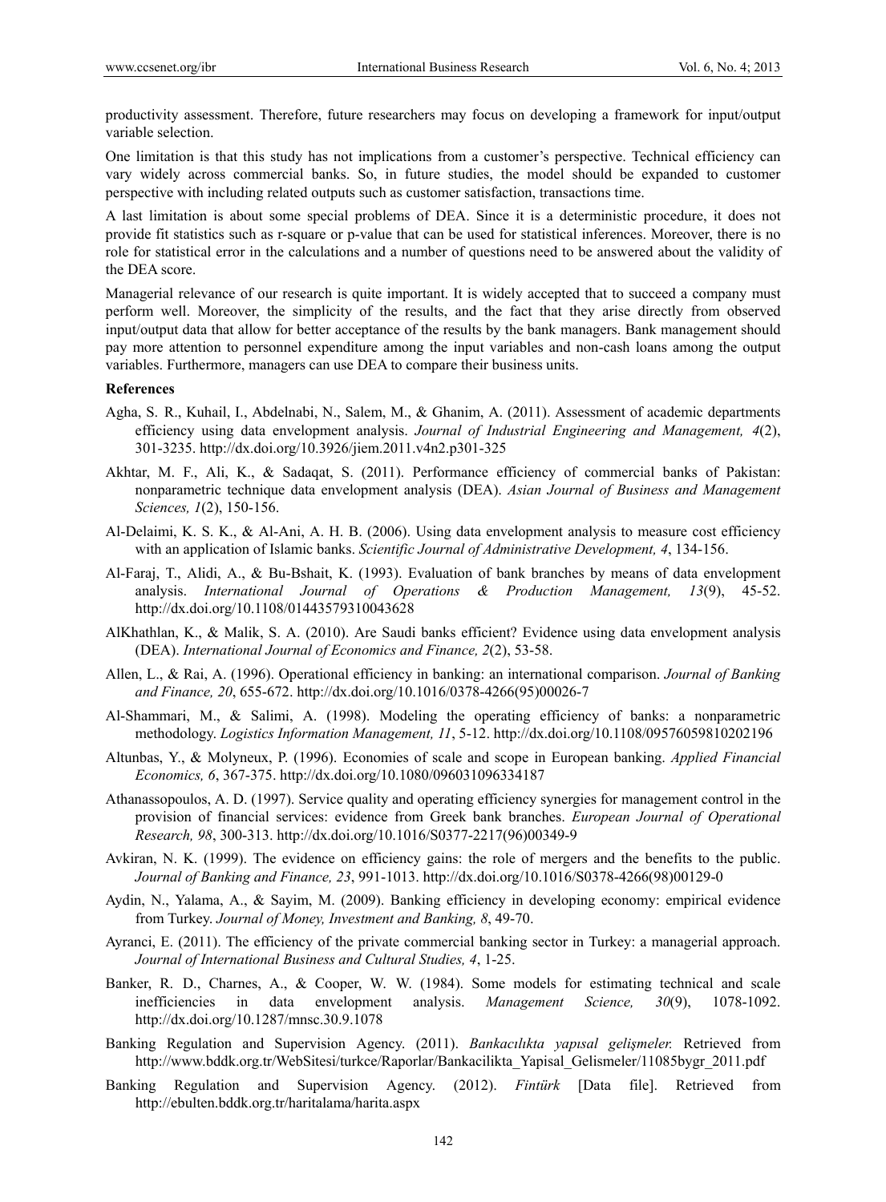productivity assessment. Therefore, future researchers may focus on developing a framework for input/output variable selection.

One limitation is that this study has not implications from a customer's perspective. Technical efficiency can vary widely across commercial banks. So, in future studies, the model should be expanded to customer perspective with including related outputs such as customer satisfaction, transactions time.

A last limitation is about some special problems of DEA. Since it is a deterministic procedure, it does not provide fit statistics such as r-square or p-value that can be used for statistical inferences. Moreover, there is no role for statistical error in the calculations and a number of questions need to be answered about the validity of the DEA score.

Managerial relevance of our research is quite important. It is widely accepted that to succeed a company must perform well. Moreover, the simplicity of the results, and the fact that they arise directly from observed input/output data that allow for better acceptance of the results by the bank managers. Bank management should pay more attention to personnel expenditure among the input variables and non-cash loans among the output variables. Furthermore, managers can use DEA to compare their business units.

**References**

Agha, S. R., Kuhail, I., Abdelnabi, N., Salem, M., & Ghanim, A. (2011). Assessment of academic departments efficiency using data envelopment analysis. *Journal of Industrial Engineering and Management, 4*(2), 301-3235. http://dx.doi.org/10.3926/jiem.2011.v4n2.p301-325

Akhtar, M. F., Ali, K., & Sadaqat, S. (2011). Performance efficiency of commercial banks of Pakistan: nonparametric technique data envelopment analysis (DEA). *Asian Journal of Business and Management Sciences, 1*(2), 150-156.

Al-Delaimi, K. S. K., & Al-Ani, A. H. B. (2006). Using data envelopment analysis to measure cost efficiency with an application of Islamic banks. *Scientific Journal of Administrative Development, 4*, 134-156.

Al-Faraj, T., Alidi, A., & Bu-Bshait, K. (1993). Evaluation of bank branches by means of data envelopment analysis. *International Journal of Operations & Production Management, 13*(9), 45-52. http://dx.doi.org/10.1108/01443579310043628

AlKhathlan, K., & Malik, S. A. (2010). Are Saudi banks efficient? Evidence using data envelopment analysis (DEA). *International Journal of Economics and Finance, 2*(2), 53-58.

Allen, L., & Rai, A. (1996). Operational efficiency in banking: an international comparison. *Journal of Banking and Finance, 20*, 655-672. http://dx.doi.org/10.1016/0378-4266(95)00026-7

Al-Shammari, M., & Salimi, A. (1998). Modeling the operating efficiency of banks: a nonparametric methodology. *Logistics Information Management, 11*, 5-12. http://dx.doi.org/10.1108/09576059810202196

Altunbas, Y., & Molyneux, P. (1996). Economies of scale and scope in European banking. *Applied Financial Economics, 6*, 367-375. http://dx.doi.org/10.1080/096031096334187

Athanassopoulos, A. D. (1997). Service quality and operating efficiency synergies for management control in the provision of financial services: evidence from Greek bank branches. *European Journal of Operational Research, 98*, 300-313. http://dx.doi.org/10.1016/S0377-2217(96)00349-9

Avkiran, N. K. (1999). The evidence on efficiency gains: the role of mergers and the benefits to the public. *Journal of Banking and Finance, 23*, 991-1013. http://dx.doi.org/10.1016/S0378-4266(98)00129-0

Aydin, N., Yalama, A., & Sayim, M. (2009). Banking efficiency in developing economy: empirical evidence from Turkey. *Journal of Money, Investment and Banking, 8*, 49-70.

Ayranci, E. (2011). The efficiency of the private commercial banking sector in Turkey: a managerial approach. *Journal of International Business and Cultural Studies, 4*, 1-25.

Banker, R. D., Charnes, A., & Cooper, W. W. (1984). Some models for estimating technical and scale inefficiencies in data envelopment analysis. *Management Science, 30*(9), 1078-1092. http://dx.doi.org/10.1287/mnsc.30.9.1078

Banking Regulation and Supervision Agency. (2011). *Bankacılıkta yapısal gelişmeler.* Retrieved from http://www.bddk.org.tr/WebSitesi/turkce/Raporlar/Bankacilikta_Yapisal_Gelismeler/11085bygr_2011.pdf

Banking Regulation and Supervision Agency. (2012). *Fintürk* [Data file]. Retrieved from http://ebulten.bddk.org.tr/haritalama/harita.aspx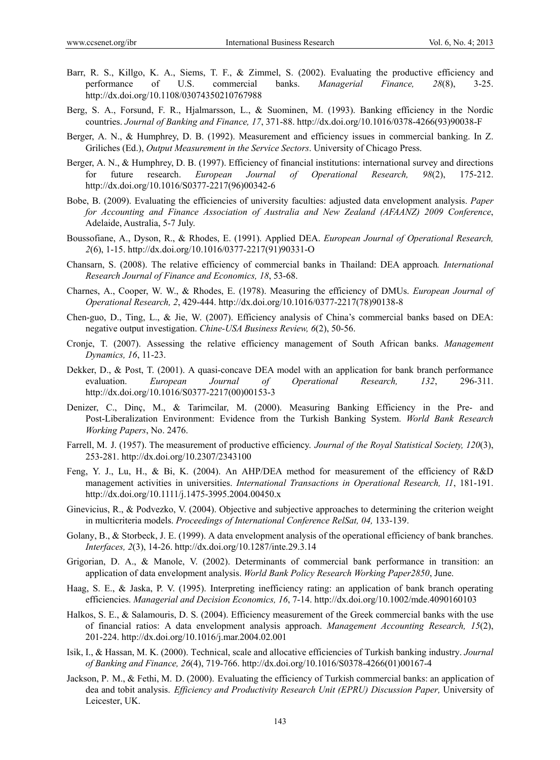Barr, R. S., Killgo, K. A., Siems, T. F., & Zimmel, S. (2002). Evaluating the productive efficiency and performance of U.S. commercial banks. *Managerial Finance, 28*(8), 3-25. http://dx.doi.org/10.1108/03074350210767988

Berg, S. A., Forsund, F. R., Hjalmarsson, L., & Suominen, M. (1993). Banking efficiency in the Nordic countries. *Journal of Banking and Finance, 17*, 371-88. http://dx.doi.org/10.1016/0378-4266(93)90038-F

Berger, A. N., & Humphrey, D. B. (1992). Measurement and efficiency issues in commercial banking. In Z. Griliches (Ed.), *Output Measurement in the Service Sectors*. University of Chicago Press.

Berger, A. N., & Humphrey, D. B. (1997). Efficiency of financial institutions: international survey and directions for future research. *European Journal of Operational Research, 98*(2), 175-212. http://dx.doi.org/10.1016/S0377-2217(96)00342-6

Bobe, B. (2009). Evaluating the efficiencies of university faculties: adjusted data envelopment analysis. *Paper for Accounting and Finance Association of Australia and New Zealand (AFAANZ) 2009 Conference*, Adelaide, Australia, 5-7 July.

Boussofiane, A., Dyson, R., & Rhodes, E. (1991). Applied DEA. *European Journal of Operational Research, 2*(6), 1-15. http://dx.doi.org/10.1016/0377-2217(91)90331-O

Chansarn, S. (2008). The relative efficiency of commercial banks in Thailand: DEA approach*. International Research Journal of Finance and Economics, 18*, 53-68.

Charnes, A., Cooper, W. W., & Rhodes, E. (1978). Measuring the efficiency of DMUs. *European Journal of Operational Research, 2*, 429-444. http://dx.doi.org/10.1016/0377-2217(78)90138-8

Chen-guo, D., Ting, L., & Jie, W. (2007). Efficiency analysis of China's commercial banks based on DEA: negative output investigation. *Chine-USA Business Review, 6*(2), 50-56.

Cronje, T. (2007). Assessing the relative efficiency management of South African banks. *Management Dynamics, 16*, 11-23.

Dekker, D., & Post, T. (2001). A quasi-concave DEA model with an application for bank branch performance evaluation. *European Journal of Operational Research, 132*, 296-311. http://dx.doi.org/10.1016/S0377-2217(00)00153-3

Denizer, C., Dinç, M., & Tarimcilar, M. (2000). Measuring Banking Efficiency in the Pre- and Post-Liberalization Environment: Evidence from the Turkish Banking System. *World Bank Research Working Papers*, No. 2476.

Farrell, M. J. (1957). The measurement of productive efficiency. *Journal of the Royal Statistical Society, 120*(3), 253-281. http://dx.doi.org/10.2307/2343100

Feng, Y. J., Lu, H., & Bi, K. (2004). An AHP/DEA method for measurement of the efficiency of R&D management activities in universities. *International Transactions in Operational Research, 11*, 181-191. http://dx.doi.org/10.1111/j.1475-3995.2004.00450.x

Ginevicius, R., & Podvezko, V. (2004). Objective and subjective approaches to determining the criterion weight in multicriteria models. *Proceedings of International Conference RelSat, 04,* 133-139.

Golany, B., & Storbeck, J. E. (1999). A data envelopment analysis of the operational efficiency of bank branches. *Interfaces, 2*(3), 14-26. http://dx.doi.org/10.1287/inte.29.3.14

Grigorian, D. A., & Manole, V. (2002). Determinants of commercial bank performance in transition: an application of data envelopment analysis. *World Bank Policy Research Working Paper2850*, June.

Haag, S. E., & Jaska, P. V. (1995). Interpreting inefficiency rating: an application of bank branch operating efficiencies. *Managerial and Decision Economics, 16*, 7-14. http://dx.doi.org/10.1002/mde.4090160103

Halkos, S. E., & Salamouris, D. S. (2004). Efficiency measurement of the Greek commercial banks with the use of financial ratios: A data envelopment analysis approach. *Management Accounting Research, 15*(2), 201-224. http://dx.doi.org/10.1016/j.mar.2004.02.001

Isik, I., & Hassan, M. K. (2000). Technical, scale and allocative efficiencies of Turkish banking industry. *Journal of Banking and Finance, 26*(4), 719-766. http://dx.doi.org/10.1016/S0378-4266(01)00167-4

Jackson, P. M., & Fethi, M. D. (2000). Evaluating the efficiency of Turkish commercial banks: an application of dea and tobit analysis. *Efficiency and Productivity Research Unit (EPRU) Discussion Paper,* University of Leicester, UK.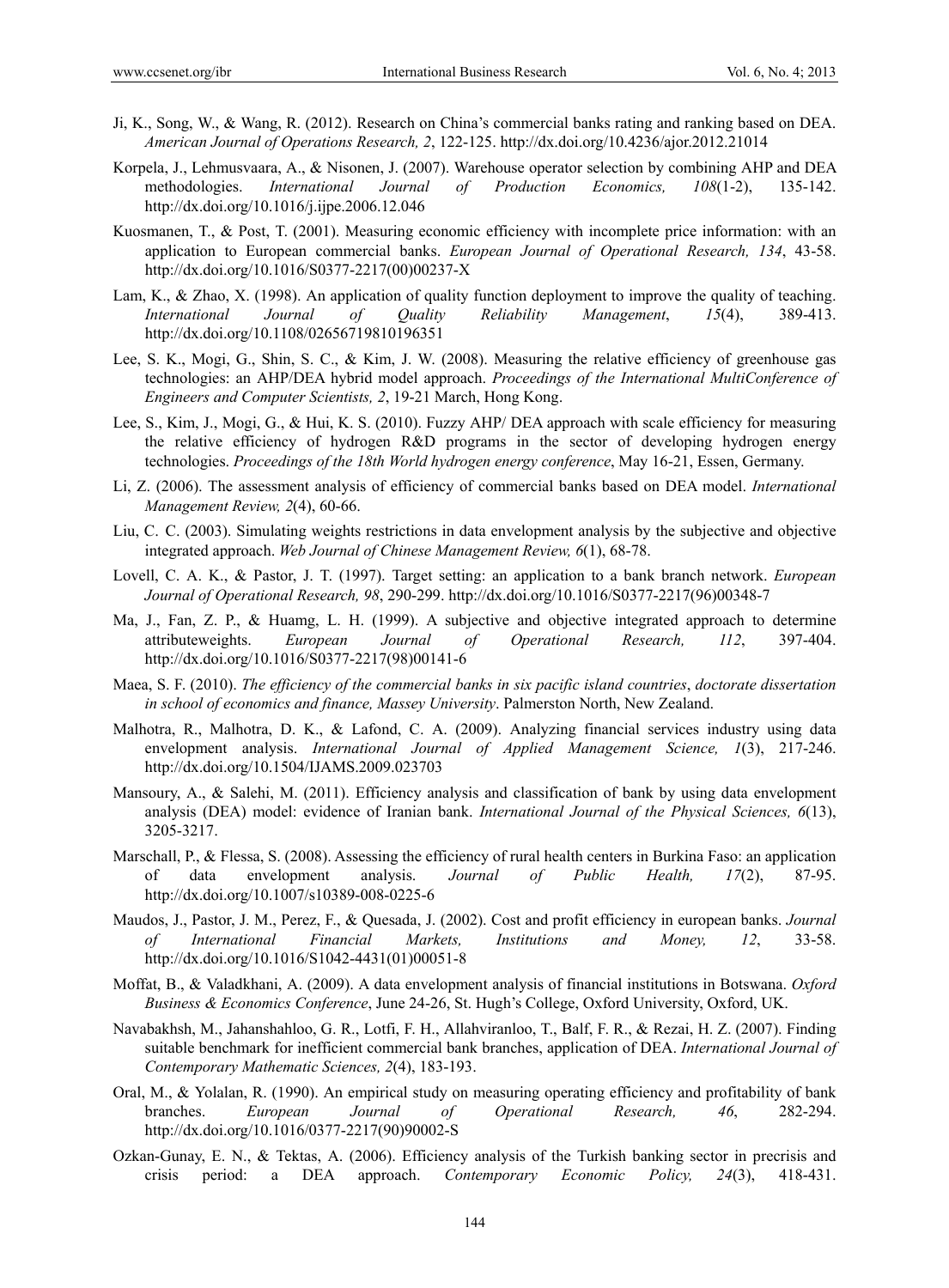Ji, K., Song, W., & Wang, R. (2012). Research on China's commercial banks rating and ranking based on DEA. *American Journal of Operations Research, 2*, 122-125. http://dx.doi.org/10.4236/ajor.2012.21014

Korpela, J., Lehmusvaara, A., & Nisonen, J. (2007). Warehouse operator selection by combining AHP and DEA methodologies. *International Journal of Production Economics, 108*(1-2), 135-142. http://dx.doi.org/10.1016/j.ijpe.2006.12.046

Kuosmanen, T., & Post, T. (2001). Measuring economic efficiency with incomplete price information: with an application to European commercial banks. *European Journal of Operational Research, 134*, 43-58. http://dx.doi.org/10.1016/S0377-2217(00)00237-X

Lam, K., & Zhao, X. (1998). An application of quality function deployment to improve the quality of teaching. *International Journal of Quality Reliability Management*, *15*(4), 389-413. http://dx.doi.org/10.1108/02656719810196351

Lee, S. K., Mogi, G., Shin, S. C., & Kim, J. W. (2008). Measuring the relative efficiency of greenhouse gas technologies: an AHP/DEA hybrid model approach. *Proceedings of the International MultiConference of Engineers and Computer Scientists, 2*, 19-21 March, Hong Kong.

Lee, S., Kim, J., Mogi, G., & Hui, K. S. (2010). Fuzzy AHP/ DEA approach with scale efficiency for measuring the relative efficiency of hydrogen R&D programs in the sector of developing hydrogen energy technologies. *Proceedings of the 18th World hydrogen energy conference*, May 16-21, Essen, Germany.

Li, Z. (2006). The assessment analysis of efficiency of commercial banks based on DEA model. *International Management Review, 2*(4), 60-66.

Liu, C. C. (2003). Simulating weights restrictions in data envelopment analysis by the subjective and objective integrated approach. *Web Journal of Chinese Management Review, 6*(1), 68-78.

Lovell, C. A. K., & Pastor, J. T. (1997). Target setting: an application to a bank branch network. *European Journal of Operational Research, 98*, 290-299. http://dx.doi.org/10.1016/S0377-2217(96)00348-7

Ma, J., Fan, Z. P., & Huamg, L. H. (1999). A subjective and objective integrated approach to determine attributeweights. *European Journal of Operational Research, 112*, 397-404. http://dx.doi.org/10.1016/S0377-2217(98)00141-6

Maea, S. F. (2010). *The efficiency of the commercial banks in six pacific island countries*, *doctorate dissertation in school of economics and finance, Massey University*. Palmerston North, New Zealand.

Malhotra, R., Malhotra, D. K., & Lafond, C. A. (2009). Analyzing financial services industry using data envelopment analysis. *International Journal of Applied Management Science, 1*(3), 217-246. http://dx.doi.org/10.1504/IJAMS.2009.023703

Mansoury, A., & Salehi, M. (2011). Efficiency analysis and classification of bank by using data envelopment analysis (DEA) model: evidence of Iranian bank. *International Journal of the Physical Sciences, 6*(13), 3205-3217.

Marschall, P., & Flessa, S. (2008). Assessing the efficiency of rural health centers in Burkina Faso: an application of data envelopment analysis. *Journal of Public Health, 17*(2), 87-95. http://dx.doi.org/10.1007/s10389-008-0225-6

Maudos, J., Pastor, J. M., Perez, F., & Quesada, J. (2002). Cost and profit efficiency in european banks. *Journal of International Financial Markets, Institutions and Money, 12*, 33-58. http://dx.doi.org/10.1016/S1042-4431(01)00051-8

Moffat, B., & Valadkhani, A. (2009). A data envelopment analysis of financial institutions in Botswana. *Oxford Business & Economics Conference*, June 24-26, St. Hugh's College, Oxford University, Oxford, UK.

Navabakhsh, M., Jahanshahloo, G. R., Lotfi, F. H., Allahviranloo, T., Balf, F. R., & Rezai, H. Z. (2007). Finding suitable benchmark for inefficient commercial bank branches, application of DEA. *International Journal of Contemporary Mathematic Sciences, 2*(4), 183-193.

Oral, M., & Yolalan, R. (1990). An empirical study on measuring operating efficiency and profitability of bank branches. *European Journal of Operational Research, 46*, 282-294. http://dx.doi.org/10.1016/0377-2217(90)90002-S

Ozkan-Gunay, E. N., & Tektas, A. (2006). Efficiency analysis of the Turkish banking sector in precrisis and crisis period: a DEA approach. *Contemporary Economic Policy, 24*(3), 418-431.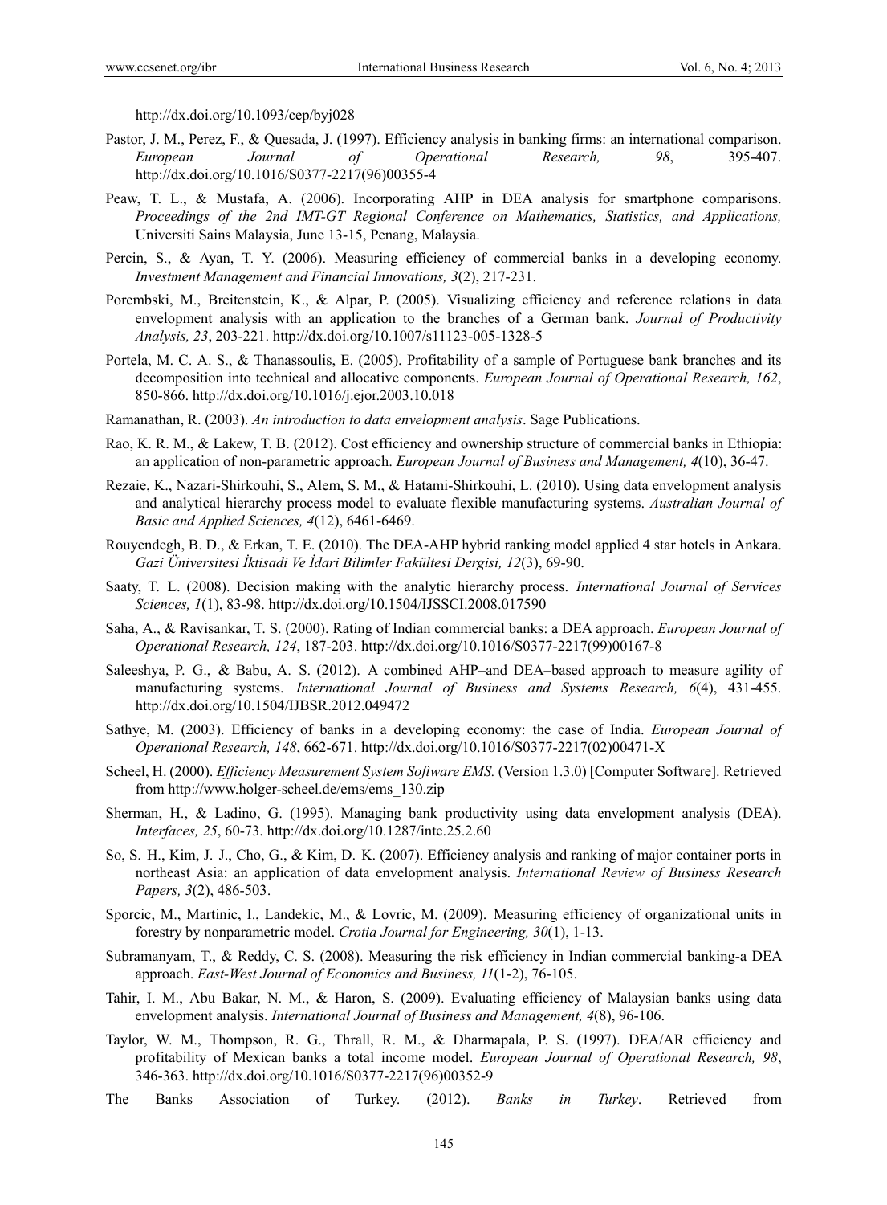http://dx.doi.org/10.1093/cep/byj028

Pastor, J. M., Perez, F., & Quesada, J. (1997). Efficiency analysis in banking firms: an international comparison. *European Journal of Operational Research, 98*, 395-407. http://dx.doi.org/10.1016/S0377-2217(96)00355-4

Peaw, T. L., & Mustafa, A. (2006). Incorporating AHP in DEA analysis for smartphone comparisons. *Proceedings of the 2nd IMT-GT Regional Conference on Mathematics, Statistics, and Applications,* Universiti Sains Malaysia, June 13-15, Penang, Malaysia.

Percin, S., & Ayan, T. Y. (2006). Measuring efficiency of commercial banks in a developing economy. *Investment Management and Financial Innovations, 3*(2), 217-231.

Porembski, M., Breitenstein, K., & Alpar, P. (2005). Visualizing efficiency and reference relations in data envelopment analysis with an application to the branches of a German bank. *Journal of Productivity Analysis, 23*, 203-221. http://dx.doi.org/10.1007/s11123-005-1328-5

Portela, M. C. A. S., & Thanassoulis, E. (2005). Profitability of a sample of Portuguese bank branches and its decomposition into technical and allocative components. *European Journal of Operational Research, 162*, 850-866. http://dx.doi.org/10.1016/j.ejor.2003.10.018

Ramanathan, R. (2003). *An introduction to data envelopment analysis*. Sage Publications.

Rao, K. R. M., & Lakew, T. B. (2012). Cost efficiency and ownership structure of commercial banks in Ethiopia: an application of non-parametric approach. *European Journal of Business and Management, 4*(10), 36-47.

Rezaie, K., Nazari-Shirkouhi, S., Alem, S. M., & Hatami-Shirkouhi, L. (2010). Using data envelopment analysis and analytical hierarchy process model to evaluate flexible manufacturing systems. *Australian Journal of Basic and Applied Sciences, 4*(12), 6461-6469.

Rouyendegh, B. D., & Erkan, T. E. (2010). The DEA-AHP hybrid ranking model applied 4 star hotels in Ankara. *Gazi Üniversitesi İktisadi Ve İdari Bilimler Fakültesi Dergisi, 12*(3), 69-90.

Saaty, T. L. (2008). Decision making with the analytic hierarchy process. *International Journal of Services Sciences, 1*(1), 83-98. http://dx.doi.org/10.1504/IJSSCI.2008.017590

Saha, A., & Ravisankar, T. S. (2000). Rating of Indian commercial banks: a DEA approach. *European Journal of Operational Research, 124*, 187-203. http://dx.doi.org/10.1016/S0377-2217(99)00167-8

Saleeshya, P. G., & Babu, A. S. (2012). A combined AHP–and DEA–based approach to measure agility of manufacturing systems. *International Journal of Business and Systems Research, 6*(4), 431-455. http://dx.doi.org/10.1504/IJBSR.2012.049472

Sathye, M. (2003). Efficiency of banks in a developing economy: the case of India. *European Journal of Operational Research, 148*, 662-671. http://dx.doi.org/10.1016/S0377-2217(02)00471-X

Scheel, H. (2000). *Efficiency Measurement System Software EMS.* (Version 1.3.0) [Computer Software]. Retrieved from http://www.holger-scheel.de/ems/ems_130.zip

Sherman, H., & Ladino, G. (1995). Managing bank productivity using data envelopment analysis (DEA). *Interfaces, 25*, 60-73. http://dx.doi.org/10.1287/inte.25.2.60

So, S. H., Kim, J. J., Cho, G., & Kim, D. K. (2007). Efficiency analysis and ranking of major container ports in northeast Asia: an application of data envelopment analysis. *International Review of Business Research Papers, 3*(2), 486-503.

Sporcic, M., Martinic, I., Landekic, M., & Lovric, M. (2009). Measuring efficiency of organizational units in forestry by nonparametric model. *Crotia Journal for Engineering, 30*(1), 1-13.

Subramanyam, T., & Reddy, C. S. (2008). Measuring the risk efficiency in Indian commercial banking-a DEA approach. *East-West Journal of Economics and Business, 11*(1-2), 76-105.

Tahir, I. M., Abu Bakar, N. M., & Haron, S. (2009). Evaluating efficiency of Malaysian banks using data envelopment analysis. *International Journal of Business and Management, 4*(8), 96-106.

Taylor, W. M., Thompson, R. G., Thrall, R. M., & Dharmapala, P. S. (1997). DEA/AR efficiency and profitability of Mexican banks a total income model. *European Journal of Operational Research, 98*, 346-363. http://dx.doi.org/10.1016/S0377-2217(96)00352-9

The Banks Association of Turkey. (2012). *Banks in Turkey*. Retrieved from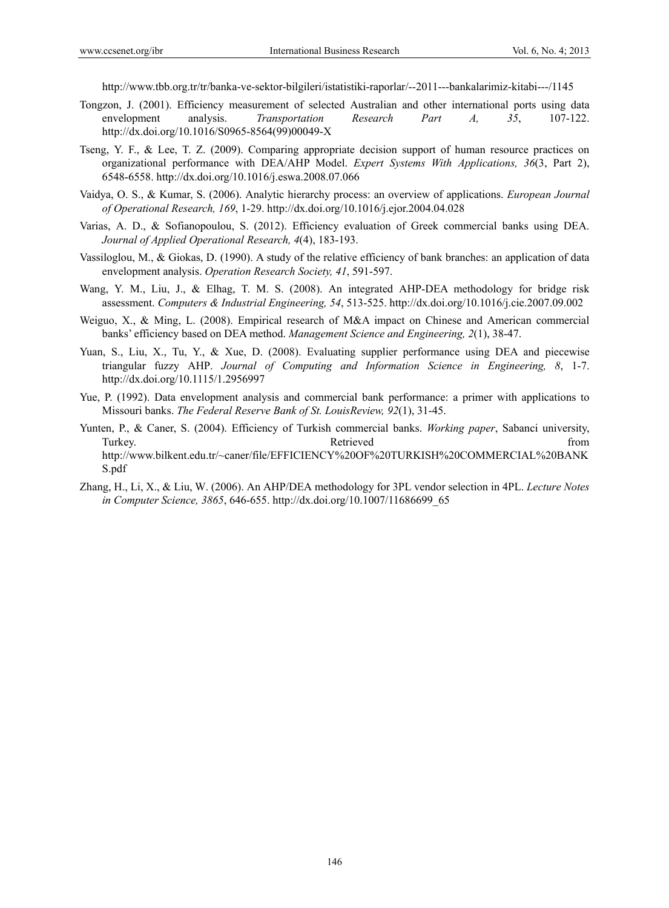http://www.tbb.org.tr/tr/banka-ve-sektor-bilgileri/istatistiki-raporlar/--2011---bankalarimiz-kitabi---/1145

Tongzon, J. (2001). Efficiency measurement of selected Australian and other international ports using data envelopment analysis. *Transportation Research Part A, 35*, 107-122. http://dx.doi.org/10.1016/S0965-8564(99)00049-X

Tseng, Y. F., & Lee, T. Z. (2009). Comparing appropriate decision support of human resource practices on organizational performance with DEA/AHP Model. *Expert Systems With Applications, 36*(3, Part 2), 6548-6558. http://dx.doi.org/10.1016/j.eswa.2008.07.066

Vaidya, O. S., & Kumar, S. (2006). Analytic hierarchy process: an overview of applications. *European Journal of Operational Research, 169*, 1-29. http://dx.doi.org/10.1016/j.ejor.2004.04.028

Varias, A. D., & Sofianopoulou, S. (2012). Efficiency evaluation of Greek commercial banks using DEA. *Journal of Applied Operational Research, 4*(4), 183-193.

Vassiloglou, M., & Giokas, D. (1990). A study of the relative efficiency of bank branches: an application of data envelopment analysis. *Operation Research Society, 41*, 591-597.

Wang, Y. M., Liu, J., & Elhag, T. M. S. (2008). An integrated AHP-DEA methodology for bridge risk assessment. *Computers & Industrial Engineering, 54*, 513-525. http://dx.doi.org/10.1016/j.cie.2007.09.002

Weiguo, X., & Ming, L. (2008). Empirical research of M&A impact on Chinese and American commercial banks' efficiency based on DEA method. *Management Science and Engineering, 2*(1), 38-47.

Yuan, S., Liu, X., Tu, Y., & Xue, D. (2008). Evaluating supplier performance using DEA and piecewise triangular fuzzy AHP. *Journal of Computing and Information Science in Engineering, 8*, 1-7. http://dx.doi.org/10.1115/1.2956997

Yue, P. (1992). Data envelopment analysis and commercial bank performance: a primer with applications to Missouri banks. *The Federal Reserve Bank of St. LouisReview, 92*(1), 31-45.

Yunten, P., & Caner, S. (2004). Efficiency of Turkish commercial banks. *Working paper*, Sabanci university, Turkey. Retrieved from http://www.bilkent.edu.tr/~caner/file/EFFICIENCY%20OF%20TURKISH%20COMMERCIAL%20BANKS.pdf

Zhang, H., Li, X., & Liu, W. (2006). An AHP/DEA methodology for 3PL vendor selection in 4PL. *Lecture Notes in Computer Science, 3865*, 646-655. http://dx.doi.org/10.1007/11686699_65